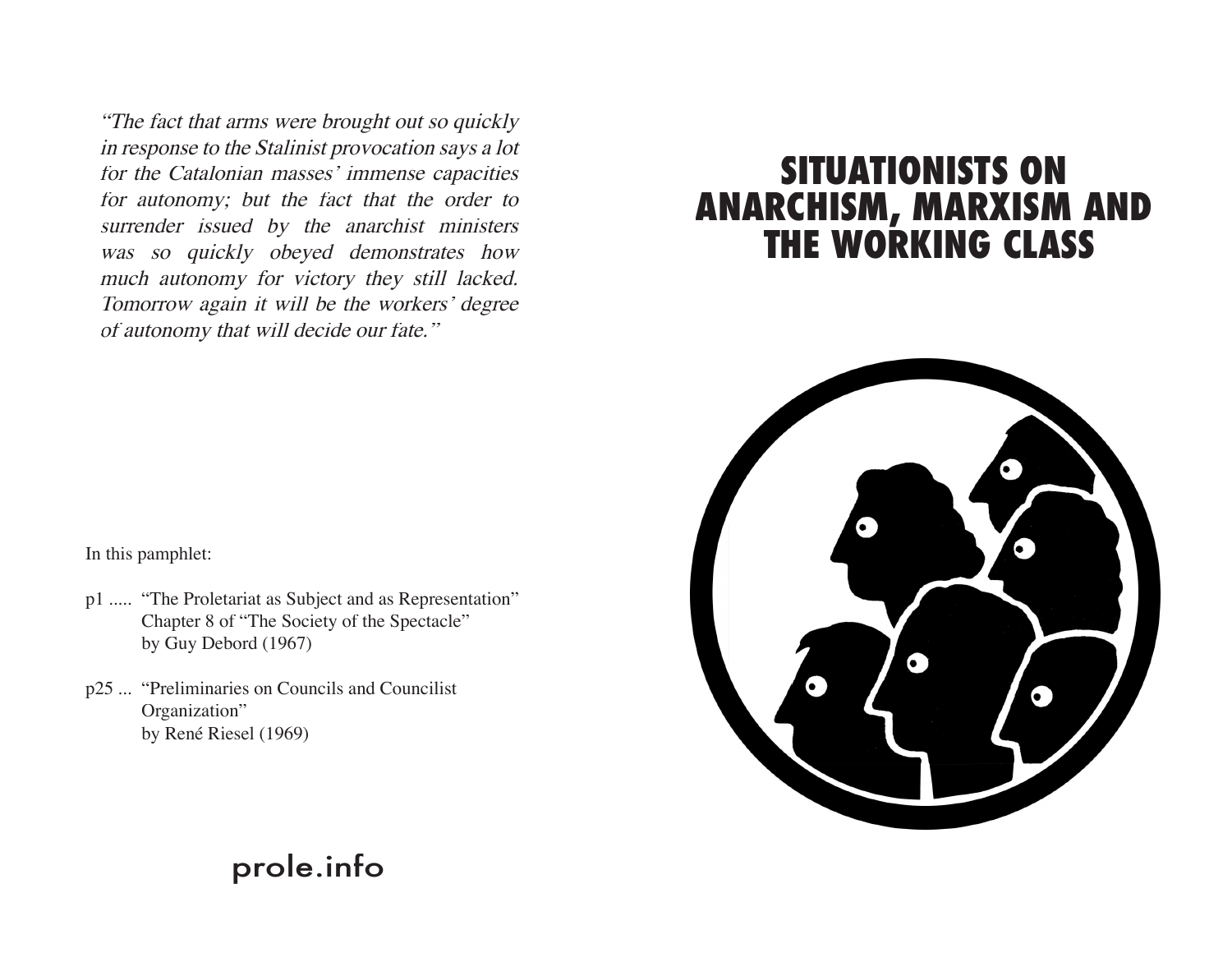*"The fact that arms were brought out so quickly in response to the Stalinist provocation says a lot for the Catalonian masses' immense capacities for autonomy; but the fact that the order to surrender issued by the anarchist ministers was so quickly obeyed demonstrates how much autonomy for victory they still lacked. Tomorrow again it will be the workers' degree of autonomy that will decide our fate."*

In this pamphlet:

p1 ..... "The Proletariat as Subject and as Representation"
Chapter 8 of "The Society of the Spectacle"
by Guy Debord (1967)

p25 ... "Preliminaries on Councils and Councilist Organization"
by René Riesel (1969)

prole.info

# SITUATIONISTS ON ANARCHISM, MARXISM AND THE WORKING CLASS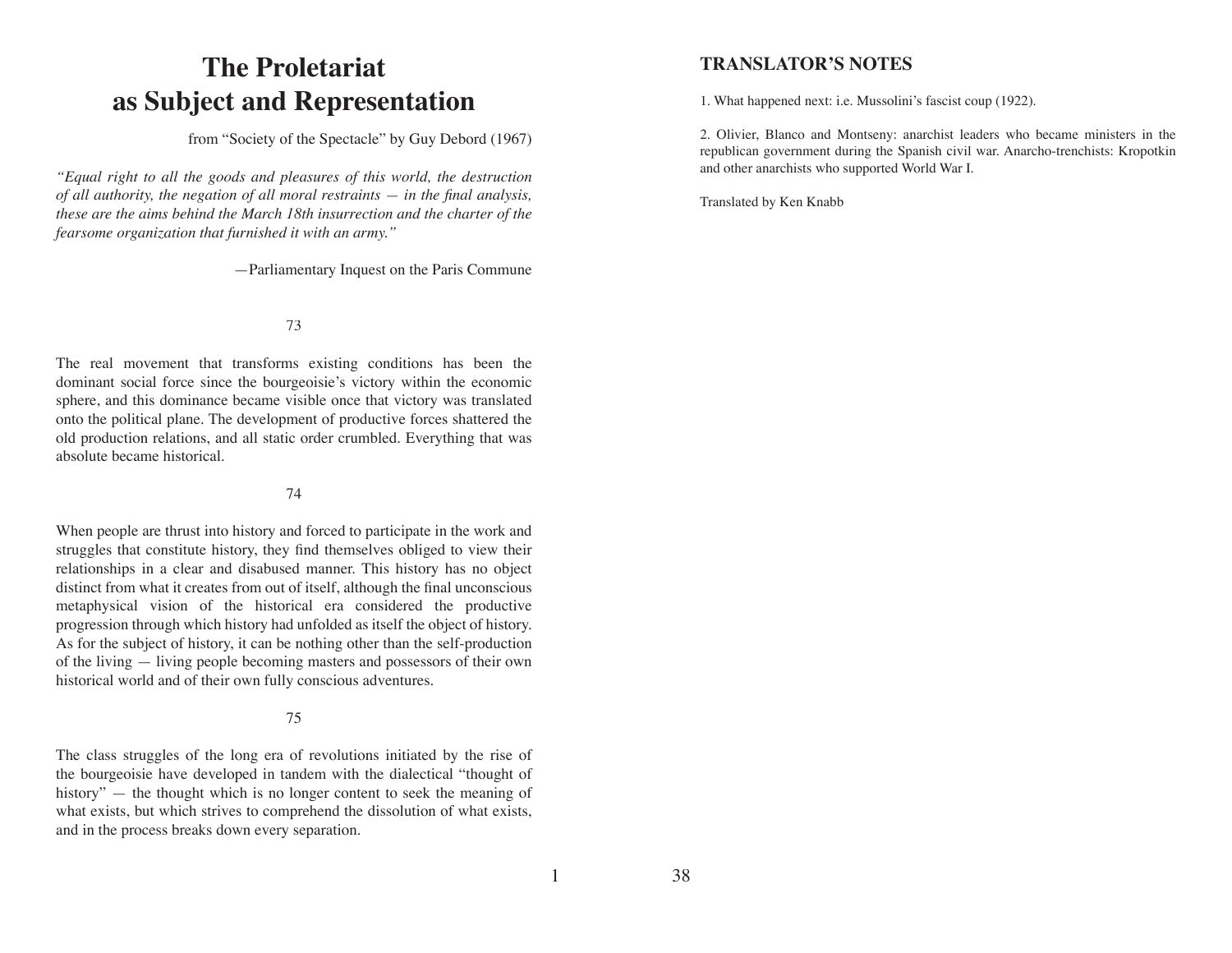# The Proletariat as Subject and Representation

from "Society of the Spectacle" by Guy Debord (1967)

*"Equal right to all the goods and pleasures of this world, the destruction of all authority, the negation of all moral restraints — in the final analysis, these are the aims behind the March 18th insurrection and the charter of the fearsome organization that furnished it with an army."*

—Parliamentary Inquest on the Paris Commune

73

The real movement that transforms existing conditions has been the dominant social force since the bourgeoisie's victory within the economic sphere, and this dominance became visible once that victory was translated onto the political plane. The development of productive forces shattered the old production relations, and all static order crumbled. Everything that was absolute became historical.

74

When people are thrust into history and forced to participate in the work and struggles that constitute history, they find themselves obliged to view their relationships in a clear and disabused manner. This history has no object distinct from what it creates from out of itself, although the final unconscious metaphysical vision of the historical era considered the productive progression through which history had unfolded as itself the object of history. As for the subject of history, it can be nothing other than the self-production of the living — living people becoming masters and possessors of their own historical world and of their own fully conscious adventures.

75

The class struggles of the long era of revolutions initiated by the rise of the bourgeoisie have developed in tandem with the dialectical "thought of history" — the thought which is no longer content to seek the meaning of what exists, but which strives to comprehend the dissolution of what exists, and in the process breaks down every separation.

## TRANSLATOR'S NOTES

1. What happened next: i.e. Mussolini's fascist coup (1922).

2. Olivier, Blanco and Montseny: anarchist leaders who became ministers in the republican government during the Spanish civil war. Anarcho-trenchists: Kropotkin and other anarchists who supported World War I.

Translated by Ken Knabb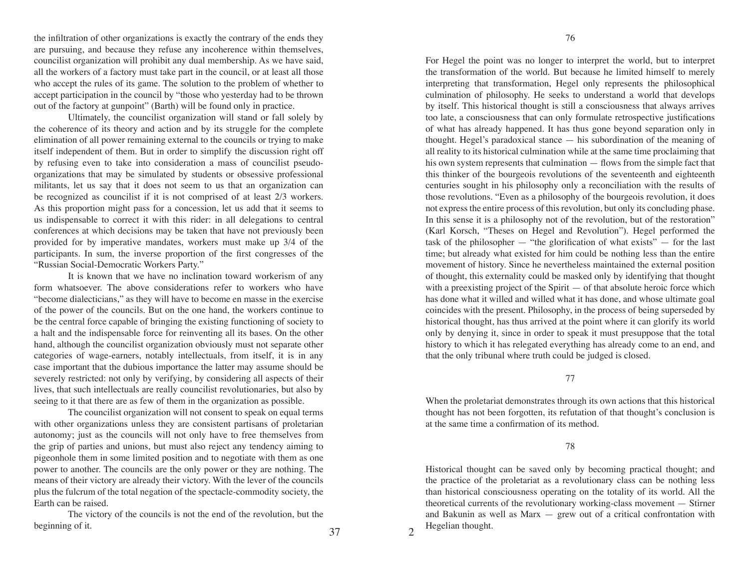the infiltration of other organizations is exactly the contrary of the ends they are pursuing, and because they refuse any incoherence within themselves, councilist organization will prohibit any dual membership. As we have said, all the workers of a factory must take part in the council, or at least all those who accept the rules of its game. The solution to the problem of whether to accept participation in the council by "those who yesterday had to be thrown out of the factory at gunpoint" (Barth) will be found only in practice.

Ultimately, the councilist organization will stand or fall solely by the coherence of its theory and action and by its struggle for the complete elimination of all power remaining external to the councils or trying to make itself independent of them. But in order to simplify the discussion right off by refusing even to take into consideration a mass of councilist pseudo-organizations that may be simulated by students or obsessive professional militants, let us say that it does not seem to us that an organization can be recognized as councilist if it is not comprised of at least 2/3 workers. As this proportion might pass for a concession, let us add that it seems to us indispensable to correct it with this rider: in all delegations to central conferences at which decisions may be taken that have not previously been provided for by imperative mandates, workers must make up 3/4 of the participants. In sum, the inverse proportion of the first congresses of the "Russian Social-Democratic Workers Party."

It is known that we have no inclination toward workerism of any form whatsoever. The above considerations refer to workers who have "become dialecticians," as they will have to become en masse in the exercise of the power of the councils. But on the one hand, the workers continue to be the central force capable of bringing the existing functioning of society to a halt and the indispensable force for reinventing all its bases. On the other hand, although the councilist organization obviously must not separate other categories of wage-earners, notably intellectuals, from itself, it is in any case important that the dubious importance the latter may assume should be severely restricted: not only by verifying, by considering all aspects of their lives, that such intellectuals are really councilist revolutionaries, but also by seeing to it that there are as few of them in the organization as possible.

The councilist organization will not consent to speak on equal terms with other organizations unless they are consistent partisans of proletarian autonomy; just as the councils will not only have to free themselves from the grip of parties and unions, but must also reject any tendency aiming to pigeonhole them in some limited position and to negotiate with them as one power to another. The councils are the only power or they are nothing. The means of their victory are already their victory. With the lever of the councils plus the fulcrum of the total negation of the spectacle-commodity society, the Earth can be raised.

The victory of the councils is not the end of the revolution, but the beginning of it.

76

For Hegel the point was no longer to interpret the world, but to interpret the transformation of the world. But because he limited himself to merely interpreting that transformation, Hegel only represents the philosophical culmination of philosophy. He seeks to understand a world that develops by itself. This historical thought is still a consciousness that always arrives too late, a consciousness that can only formulate retrospective justifications of what has already happened. It has thus gone beyond separation only in thought. Hegel's paradoxical stance — his subordination of the meaning of all reality to its historical culmination while at the same time proclaiming that his own system represents that culmination — flows from the simple fact that this thinker of the bourgeois revolutions of the seventeenth and eighteenth centuries sought in his philosophy only a reconciliation with the results of those revolutions. "Even as a philosophy of the bourgeois revolution, it does not express the entire process of this revolution, but only its concluding phase. In this sense it is a philosophy not of the revolution, but of the restoration" (Karl Korsch, "Theses on Hegel and Revolution"). Hegel performed the task of the philosopher — "the glorification of what exists" — for the last time; but already what existed for him could be nothing less than the entire movement of history. Since he nevertheless maintained the external position of thought, this externality could be masked only by identifying that thought with a preexisting project of the Spirit — of that absolute heroic force which has done what it willed and willed what it has done, and whose ultimate goal coincides with the present. Philosophy, in the process of being superseded by historical thought, has thus arrived at the point where it can glorify its world only by denying it, since in order to speak it must presuppose that the total history to which it has relegated everything has already come to an end, and that the only tribunal where truth could be judged is closed.

77

When the proletariat demonstrates through its own actions that this historical thought has not been forgotten, its refutation of that thought's conclusion is at the same time a confirmation of its method.

78

Historical thought can be saved only by becoming practical thought; and the practice of the proletariat as a revolutionary class can be nothing less than historical consciousness operating on the totality of its world. All the theoretical currents of the revolutionary working-class movement — Stirner and Bakunin as well as Marx — grew out of a critical confrontation with Hegelian thought.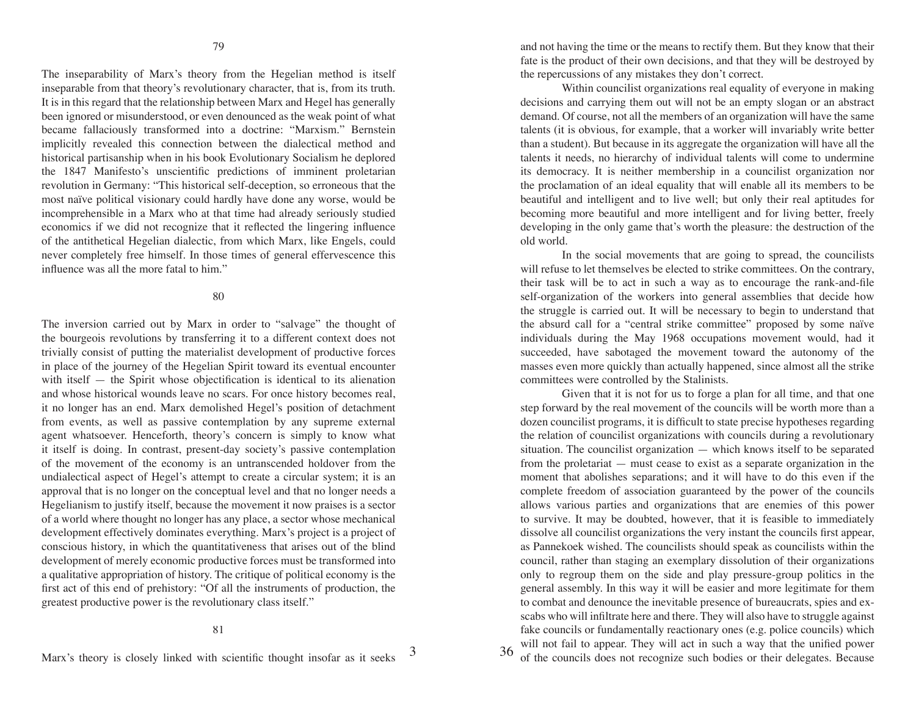79

The inseparability of Marx's theory from the Hegelian method is itself inseparable from that theory's revolutionary character, that is, from its truth. It is in this regard that the relationship between Marx and Hegel has generally been ignored or misunderstood, or even denounced as the weak point of what became fallaciously transformed into a doctrine: "Marxism." Bernstein implicitly revealed this connection between the dialectical method and historical partisanship when in his book Evolutionary Socialism he deplored the 1847 Manifesto's unscientific predictions of imminent proletarian revolution in Germany: "This historical self-deception, so erroneous that the most naïve political visionary could hardly have done any worse, would be incomprehensible in a Marx who at that time had already seriously studied economics if we did not recognize that it reflected the lingering influence of the antithetical Hegelian dialectic, from which Marx, like Engels, could never completely free himself. In those times of general effervescence this influence was all the more fatal to him."

80

The inversion carried out by Marx in order to "salvage" the thought of the bourgeois revolutions by transferring it to a different context does not trivially consist of putting the materialist development of productive forces in place of the journey of the Hegelian Spirit toward its eventual encounter with itself — the Spirit whose objectification is identical to its alienation and whose historical wounds leave no scars. For once history becomes real, it no longer has an end. Marx demolished Hegel's position of detachment from events, as well as passive contemplation by any supreme external agent whatsoever. Henceforth, theory's concern is simply to know what it itself is doing. In contrast, present-day society's passive contemplation of the movement of the economy is an untranscended holdover from the undialectical aspect of Hegel's attempt to create a circular system; it is an approval that is no longer on the conceptual level and that no longer needs a Hegelianism to justify itself, because the movement it now praises is a sector of a world where thought no longer has any place, a sector whose mechanical development effectively dominates everything. Marx's project is a project of conscious history, in which the quantitativeness that arises out of the blind development of merely economic productive forces must be transformed into a qualitative appropriation of history. The critique of political economy is the first act of this end of prehistory: "Of all the instruments of production, the greatest productive power is the revolutionary class itself."

81

Marx's theory is closely linked with scientific thought insofar as it seeks

and not having the time or the means to rectify them. But they know that their fate is the product of their own decisions, and that they will be destroyed by the repercussions of any mistakes they don't correct.

Within councilist organizations real equality of everyone in making decisions and carrying them out will not be an empty slogan or an abstract demand. Of course, not all the members of an organization will have the same talents (it is obvious, for example, that a worker will invariably write better than a student). But because in its aggregate the organization will have all the talents it needs, no hierarchy of individual talents will come to undermine its democracy. It is neither membership in a councilist organization nor the proclamation of an ideal equality that will enable all its members to be beautiful and intelligent and to live well; but only their real aptitudes for becoming more beautiful and more intelligent and for living better, freely developing in the only game that's worth the pleasure: the destruction of the old world.

In the social movements that are going to spread, the councilists will refuse to let themselves be elected to strike committees. On the contrary, their task will be to act in such a way as to encourage the rank-and-file self-organization of the workers into general assemblies that decide how the struggle is carried out. It will be necessary to begin to understand that the absurd call for a "central strike committee" proposed by some naïve individuals during the May 1968 occupations movement would, had it succeeded, have sabotaged the movement toward the autonomy of the masses even more quickly than actually happened, since almost all the strike committees were controlled by the Stalinists.

Given that it is not for us to forge a plan for all time, and that one step forward by the real movement of the councils will be worth more than a dozen councilist programs, it is difficult to state precise hypotheses regarding the relation of councilist organizations with councils during a revolutionary situation. The councilist organization — which knows itself to be separated from the proletariat — must cease to exist as a separate organization in the moment that abolishes separations; and it will have to do this even if the complete freedom of association guaranteed by the power of the councils allows various parties and organizations that are enemies of this power to survive. It may be doubted, however, that it is feasible to immediately dissolve all councilist organizations the very instant the councils first appear, as Pannekoek wished. The councilists should speak as councilists within the council, rather than staging an exemplary dissolution of their organizations only to regroup them on the side and play pressure-group politics in the general assembly. In this way it will be easier and more legitimate for them to combat and denounce the inevitable presence of bureaucrats, spies and ex-scabs who will infiltrate here and there. They will also have to struggle against fake councils or fundamentally reactionary ones (e.g. police councils) which will not fail to appear. They will act in such a way that the unified power of the councils does not recognize such bodies or their delegates. Because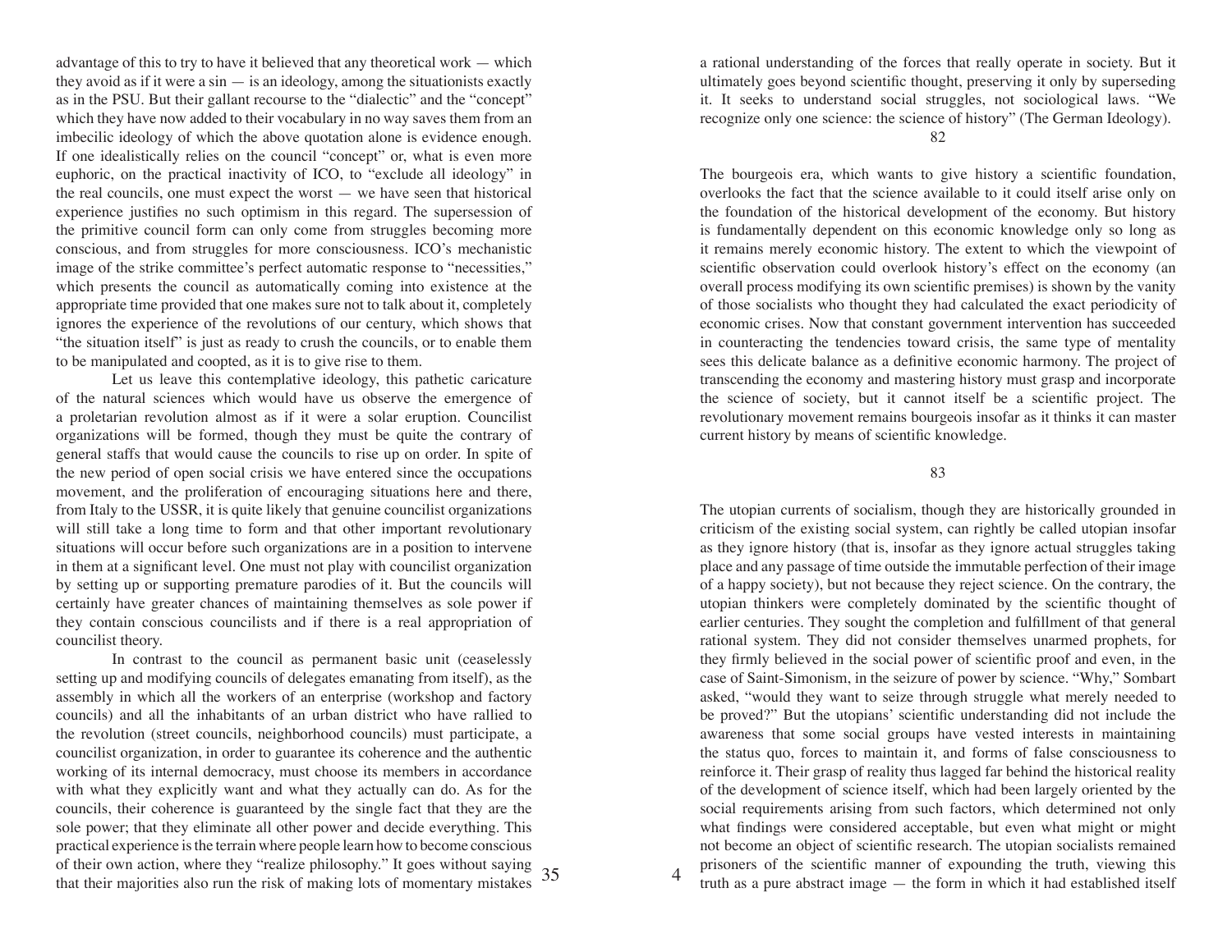advantage of this to try to have it believed that any theoretical work — which they avoid as if it were a sin — is an ideology, among the situationists exactly as in the PSU. But their gallant recourse to the "dialectic" and the "concept" which they have now added to their vocabulary in no way saves them from an imbecilic ideology of which the above quotation alone is evidence enough. If one idealistically relies on the council "concept" or, what is even more euphoric, on the practical inactivity of ICO, to "exclude all ideology" in the real councils, one must expect the worst — we have seen that historical experience justifies no such optimism in this regard. The supersession of the primitive council form can only come from struggles becoming more conscious, and from struggles for more consciousness. ICO's mechanistic image of the strike committee's perfect automatic response to "necessities," which presents the council as automatically coming into existence at the appropriate time provided that one makes sure not to talk about it, completely ignores the experience of the revolutions of our century, which shows that "the situation itself" is just as ready to crush the councils, or to enable them to be manipulated and coopted, as it is to give rise to them.

Let us leave this contemplative ideology, this pathetic caricature of the natural sciences which would have us observe the emergence of a proletarian revolution almost as if it were a solar eruption. Councilist organizations will be formed, though they must be quite the contrary of general staffs that would cause the councils to rise up on order. In spite of the new period of open social crisis we have entered since the occupations movement, and the proliferation of encouraging situations here and there, from Italy to the USSR, it is quite likely that genuine councilist organizations will still take a long time to form and that other important revolutionary situations will occur before such organizations are in a position to intervene in them at a significant level. One must not play with councilist organization by setting up or supporting premature parodies of it. But the councils will certainly have greater chances of maintaining themselves as sole power if they contain conscious councilists and if there is a real appropriation of councilist theory.

In contrast to the council as permanent basic unit (ceaselessly setting up and modifying councils of delegates emanating from itself), as the assembly in which all the workers of an enterprise (workshop and factory councils) and all the inhabitants of an urban district who have rallied to the revolution (street councils, neighborhood councils) must participate, a councilist organization, in order to guarantee its coherence and the authentic working of its internal democracy, must choose its members in accordance with what they explicitly want and what they actually can do. As for the councils, their coherence is guaranteed by the single fact that they are the sole power; that they eliminate all other power and decide everything. This practical experience is the terrain where people learn how to become conscious of their own action, where they "realize philosophy." It goes without saying that their majorities also run the risk of making lots of momentary mistakes

a rational understanding of the forces that really operate in society. But it ultimately goes beyond scientific thought, preserving it only by superseding it. It seeks to understand social struggles, not sociological laws. "We recognize only one science: the science of history" (The German Ideology).

82

The bourgeois era, which wants to give history a scientific foundation, overlooks the fact that the science available to it could itself arise only on the foundation of the historical development of the economy. But history is fundamentally dependent on this economic knowledge only so long as it remains merely economic history. The extent to which the viewpoint of scientific observation could overlook history's effect on the economy (an overall process modifying its own scientific premises) is shown by the vanity of those socialists who thought they had calculated the exact periodicity of economic crises. Now that constant government intervention has succeeded in counteracting the tendencies toward crisis, the same type of mentality sees this delicate balance as a definitive economic harmony. The project of transcending the economy and mastering history must grasp and incorporate the science of society, but it cannot itself be a scientific project. The revolutionary movement remains bourgeois insofar as it thinks it can master current history by means of scientific knowledge.

83

The utopian currents of socialism, though they are historically grounded in criticism of the existing social system, can rightly be called utopian insofar as they ignore history (that is, insofar as they ignore actual struggles taking place and any passage of time outside the immutable perfection of their image of a happy society), but not because they reject science. On the contrary, the utopian thinkers were completely dominated by the scientific thought of earlier centuries. They sought the completion and fulfillment of that general rational system. They did not consider themselves unarmed prophets, for they firmly believed in the social power of scientific proof and even, in the case of Saint-Simonism, in the seizure of power by science. "Why," Sombart asked, "would they want to seize through struggle what merely needed to be proved?" But the utopians' scientific understanding did not include the awareness that some social groups have vested interests in maintaining the status quo, forces to maintain it, and forms of false consciousness to reinforce it. Their grasp of reality thus lagged far behind the historical reality of the development of science itself, which had been largely oriented by the social requirements arising from such factors, which determined not only what findings were considered acceptable, but even what might or might not become an object of scientific research. The utopian socialists remained prisoners of the scientific manner of expounding the truth, viewing this truth as a pure abstract image — the form in which it had established itself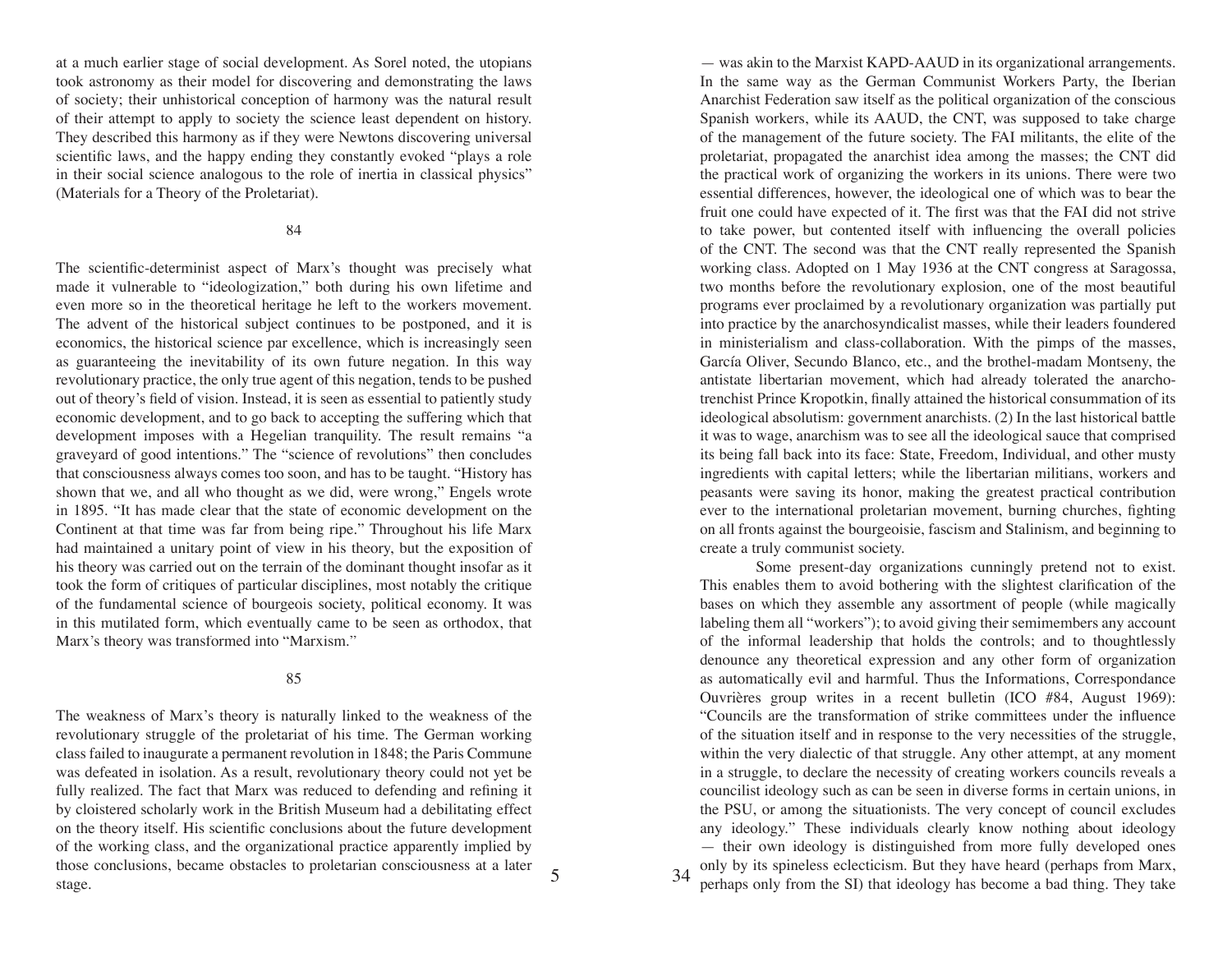at a much earlier stage of social development. As Sorel noted, the utopians took astronomy as their model for discovering and demonstrating the laws of society; their unhistorical conception of harmony was the natural result of their attempt to apply to society the science least dependent on history. They described this harmony as if they were Newtons discovering universal scientific laws, and the happy ending they constantly evoked "plays a role in their social science analogous to the role of inertia in classical physics" (Materials for a Theory of the Proletariat).

84

The scientific-determinist aspect of Marx's thought was precisely what made it vulnerable to "ideologization," both during his own lifetime and even more so in the theoretical heritage he left to the workers movement. The advent of the historical subject continues to be postponed, and it is economics, the historical science par excellence, which is increasingly seen as guaranteeing the inevitability of its own future negation. In this way revolutionary practice, the only true agent of this negation, tends to be pushed out of theory's field of vision. Instead, it is seen as essential to patiently study economic development, and to go back to accepting the suffering which that development imposes with a Hegelian tranquility. The result remains "a graveyard of good intentions." The "science of revolutions" then concludes that consciousness always comes too soon, and has to be taught. "History has shown that we, and all who thought as we did, were wrong," Engels wrote in 1895. "It has made clear that the state of economic development on the Continent at that time was far from being ripe." Throughout his life Marx had maintained a unitary point of view in his theory, but the exposition of his theory was carried out on the terrain of the dominant thought insofar as it took the form of critiques of particular disciplines, most notably the critique of the fundamental science of bourgeois society, political economy. It was in this mutilated form, which eventually came to be seen as orthodox, that Marx's theory was transformed into "Marxism."

85

The weakness of Marx's theory is naturally linked to the weakness of the revolutionary struggle of the proletariat of his time. The German working class failed to inaugurate a permanent revolution in 1848; the Paris Commune was defeated in isolation. As a result, revolutionary theory could not yet be fully realized. The fact that Marx was reduced to defending and refining it by cloistered scholarly work in the British Museum had a debilitating effect on the theory itself. His scientific conclusions about the future development of the working class, and the organizational practice apparently implied by those conclusions, became obstacles to proletarian consciousness at a later stage.

— was akin to the Marxist KAPD-AAUD in its organizational arrangements. In the same way as the German Communist Workers Party, the Iberian Anarchist Federation saw itself as the political organization of the conscious Spanish workers, while its AAUD, the CNT, was supposed to take charge of the management of the future society. The FAI militants, the elite of the proletariat, propagated the anarchist idea among the masses; the CNT did the practical work of organizing the workers in its unions. There were two essential differences, however, the ideological one of which was to bear the fruit one could have expected of it. The first was that the FAI did not strive to take power, but contented itself with influencing the overall policies of the CNT. The second was that the CNT really represented the Spanish working class. Adopted on 1 May 1936 at the CNT congress at Saragossa, two months before the revolutionary explosion, one of the most beautiful programs ever proclaimed by a revolutionary organization was partially put into practice by the anarchosyndicalist masses, while their leaders foundered in ministerialism and class-collaboration. With the pimps of the masses, García Oliver, Secundo Blanco, etc., and the brothel-madam Montseny, the antistate libertarian movement, which had already tolerated the anarcho-trenchist Prince Kropotkin, finally attained the historical consummation of its ideological absolutism: government anarchists. (2) In the last historical battle it was to wage, anarchism was to see all the ideological sauce that comprised its being fall back into its face: State, Freedom, Individual, and other musty ingredients with capital letters; while the libertarian militians, workers and peasants were saving its honor, making the greatest practical contribution ever to the international proletarian movement, burning churches, fighting on all fronts against the bourgeoisie, fascism and Stalinism, and beginning to create a truly communist society.

Some present-day organizations cunningly pretend not to exist. This enables them to avoid bothering with the slightest clarification of the bases on which they assemble any assortment of people (while magically labeling them all "workers"); to avoid giving their semimembers any account of the informal leadership that holds the controls; and to thoughtlessly denounce any theoretical expression and any other form of organization as automatically evil and harmful. Thus the Informations, Correspondance Ouvrières group writes in a recent bulletin (ICO #84, August 1969): "Councils are the transformation of strike committees under the influence of the situation itself and in response to the very necessities of the struggle, within the very dialectic of that struggle. Any other attempt, at any moment in a struggle, to declare the necessity of creating workers councils reveals a councilist ideology such as can be seen in diverse forms in certain unions, in the PSU, or among the situationists. The very concept of council excludes any ideology." These individuals clearly know nothing about ideology — their own ideology is distinguished from more fully developed ones only by its spineless eclecticism. But they have heard (perhaps from Marx, perhaps only from the SI) that ideology has become a bad thing. They take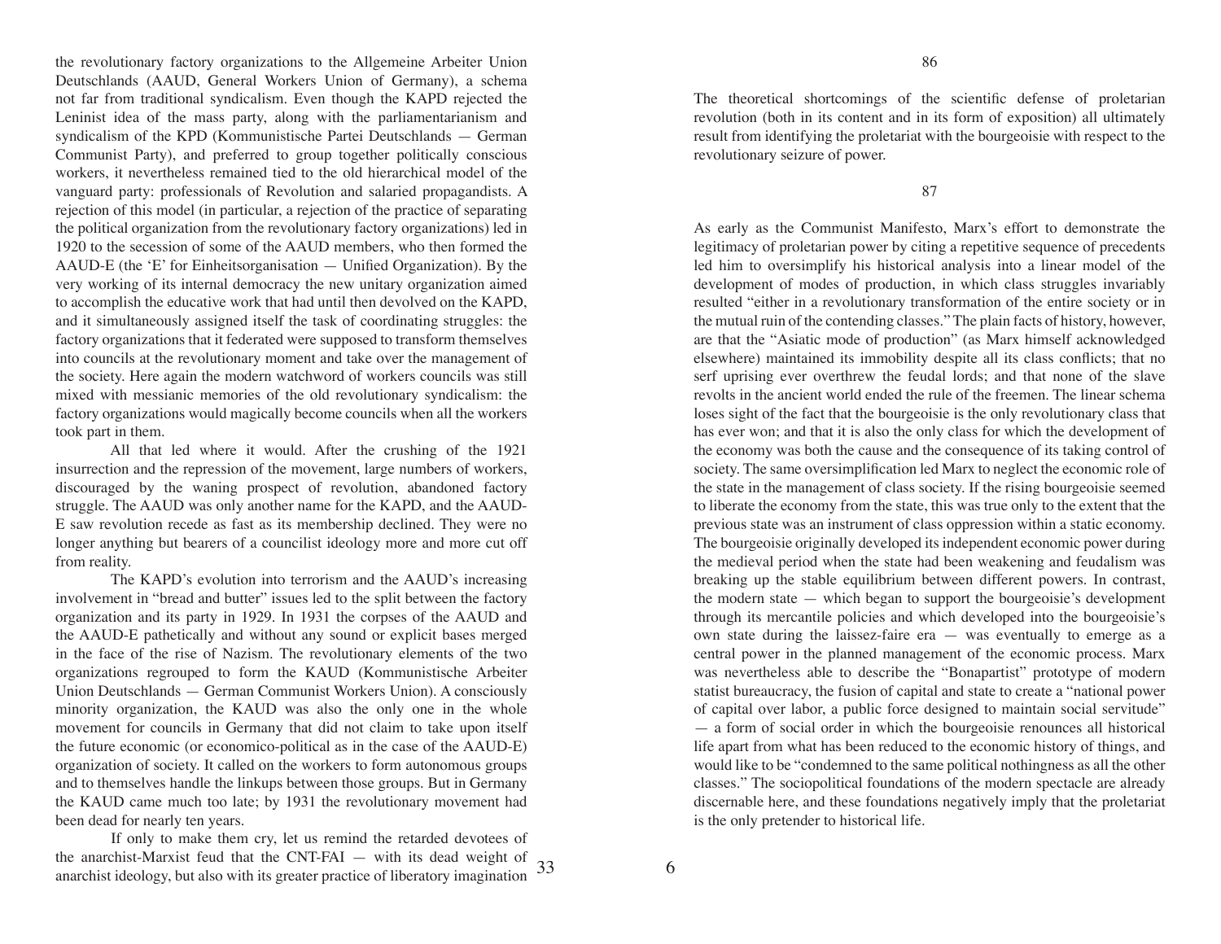the revolutionary factory organizations to the Allgemeine Arbeiter Union Deutschlands (AAUD, General Workers Union of Germany), a schema not far from traditional syndicalism. Even though the KAPD rejected the Leninist idea of the mass party, along with the parliamentarianism and syndicalism of the KPD (Kommunistische Partei Deutschlands — German Communist Party), and preferred to group together politically conscious workers, it nevertheless remained tied to the old hierarchical model of the vanguard party: professionals of Revolution and salaried propagandists. A rejection of this model (in particular, a rejection of the practice of separating the political organization from the revolutionary factory organizations) led in 1920 to the secession of some of the AAUD members, who then formed the AAUD-E (the 'E' for Einheitsorganisation — Unified Organization). By the very working of its internal democracy the new unitary organization aimed to accomplish the educative work that had until then devolved on the KAPD, and it simultaneously assigned itself the task of coordinating struggles: the factory organizations that it federated were supposed to transform themselves into councils at the revolutionary moment and take over the management of the society. Here again the modern watchword of workers councils was still mixed with messianic memories of the old revolutionary syndicalism: the factory organizations would magically become councils when all the workers took part in them.

All that led where it would. After the crushing of the 1921 insurrection and the repression of the movement, large numbers of workers, discouraged by the waning prospect of revolution, abandoned factory struggle. The AAUD was only another name for the KAPD, and the AAUD-E saw revolution recede as fast as its membership declined. They were no longer anything but bearers of a councilist ideology more and more cut off from reality.

The KAPD's evolution into terrorism and the AAUD's increasing involvement in "bread and butter" issues led to the split between the factory organization and its party in 1929. In 1931 the corpses of the AAUD and the AAUD-E pathetically and without any sound or explicit bases merged in the face of the rise of Nazism. The revolutionary elements of the two organizations regrouped to form the KAUD (Kommunistische Arbeiter Union Deutschlands — German Communist Workers Union). A consciously minority organization, the KAUD was also the only one in the whole movement for councils in Germany that did not claim to take upon itself the future economic (or economico-political as in the case of the AAUD-E) organization of society. It called on the workers to form autonomous groups and to themselves handle the linkups between those groups. But in Germany the KAUD came much too late; by 1931 the revolutionary movement had been dead for nearly ten years.

If only to make them cry, let us remind the retarded devotees of the anarchist-Marxist feud that the CNT-FAI — with its dead weight of anarchist ideology, but also with its greater practice of liberatory imagination

86

The theoretical shortcomings of the scientific defense of proletarian revolution (both in its content and in its form of exposition) all ultimately result from identifying the proletariat with the bourgeoisie with respect to the revolutionary seizure of power.

87

As early as the Communist Manifesto, Marx's effort to demonstrate the legitimacy of proletarian power by citing a repetitive sequence of precedents led him to oversimplify his historical analysis into a linear model of the development of modes of production, in which class struggles invariably resulted "either in a revolutionary transformation of the entire society or in the mutual ruin of the contending classes." The plain facts of history, however, are that the "Asiatic mode of production" (as Marx himself acknowledged elsewhere) maintained its immobility despite all its class conflicts; that no serf uprising ever overthrew the feudal lords; and that none of the slave revolts in the ancient world ended the rule of the freemen. The linear schema loses sight of the fact that the bourgeoisie is the only revolutionary class that has ever won; and that it is also the only class for which the development of the economy was both the cause and the consequence of its taking control of society. The same oversimplification led Marx to neglect the economic role of the state in the management of class society. If the rising bourgeoisie seemed to liberate the economy from the state, this was true only to the extent that the previous state was an instrument of class oppression within a static economy. The bourgeoisie originally developed its independent economic power during the medieval period when the state had been weakening and feudalism was breaking up the stable equilibrium between different powers. In contrast, the modern state — which began to support the bourgeoisie's development through its mercantile policies and which developed into the bourgeoisie's own state during the laissez-faire era — was eventually to emerge as a central power in the planned management of the economic process. Marx was nevertheless able to describe the "Bonapartist" prototype of modern statist bureaucracy, the fusion of capital and state to create a "national power of capital over labor, a public force designed to maintain social servitude" — a form of social order in which the bourgeoisie renounces all historical life apart from what has been reduced to the economic history of things, and would like to be "condemned to the same political nothingness as all the other classes." The sociopolitical foundations of the modern spectacle are already discernable here, and these foundations negatively imply that the proletariat is the only pretender to historical life.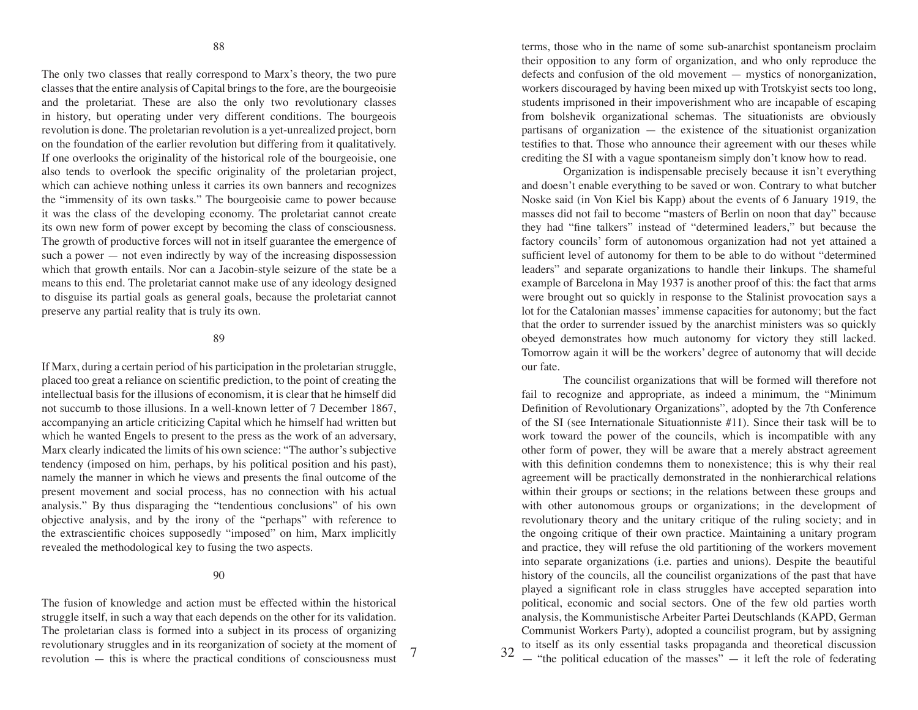88

The only two classes that really correspond to Marx's theory, the two pure classes that the entire analysis of Capital brings to the fore, are the bourgeoisie and the proletariat. These are also the only two revolutionary classes in history, but operating under very different conditions. The bourgeois revolution is done. The proletarian revolution is a yet-unrealized project, born on the foundation of the earlier revolution but differing from it qualitatively. If one overlooks the originality of the historical role of the bourgeoisie, one also tends to overlook the specific originality of the proletarian project, which can achieve nothing unless it carries its own banners and recognizes the "immensity of its own tasks." The bourgeoisie came to power because it was the class of the developing economy. The proletariat cannot create its own new form of power except by becoming the class of consciousness. The growth of productive forces will not in itself guarantee the emergence of such a power — not even indirectly by way of the increasing dispossession which that growth entails. Nor can a Jacobin-style seizure of the state be a means to this end. The proletariat cannot make use of any ideology designed to disguise its partial goals as general goals, because the proletariat cannot preserve any partial reality that is truly its own.

89

If Marx, during a certain period of his participation in the proletarian struggle, placed too great a reliance on scientific prediction, to the point of creating the intellectual basis for the illusions of economism, it is clear that he himself did not succumb to those illusions. In a well-known letter of 7 December 1867, accompanying an article criticizing Capital which he himself had written but which he wanted Engels to present to the press as the work of an adversary, Marx clearly indicated the limits of his own science: "The author's subjective tendency (imposed on him, perhaps, by his political position and his past), namely the manner in which he views and presents the final outcome of the present movement and social process, has no connection with his actual analysis." By thus disparaging the "tendentious conclusions" of his own objective analysis, and by the irony of the "perhaps" with reference to the extrascientific choices supposedly "imposed" on him, Marx implicitly revealed the methodological key to fusing the two aspects.

90

The fusion of knowledge and action must be effected within the historical struggle itself, in such a way that each depends on the other for its validation. The proletarian class is formed into a subject in its process of organizing revolutionary struggles and in its reorganization of society at the moment of revolution — this is where the practical conditions of consciousness must

terms, those who in the name of some sub-anarchist spontaneism proclaim their opposition to any form of organization, and who only reproduce the defects and confusion of the old movement — mystics of nonorganization, workers discouraged by having been mixed up with Trotskyist sects too long, students imprisoned in their impoverishment who are incapable of escaping from bolshevik organizational schemas. The situationists are obviously partisans of organization — the existence of the situationist organization testifies to that. Those who announce their agreement with our theses while crediting the SI with a vague spontaneism simply don't know how to read.

Organization is indispensable precisely because it isn't everything and doesn't enable everything to be saved or won. Contrary to what butcher Noske said (in Von Kiel bis Kapp) about the events of 6 January 1919, the masses did not fail to become "masters of Berlin on noon that day" because they had "fine talkers" instead of "determined leaders," but because the factory councils' form of autonomous organization had not yet attained a sufficient level of autonomy for them to be able to do without "determined leaders" and separate organizations to handle their linkups. The shameful example of Barcelona in May 1937 is another proof of this: the fact that arms were brought out so quickly in response to the Stalinist provocation says a lot for the Catalonian masses' immense capacities for autonomy; but the fact that the order to surrender issued by the anarchist ministers was so quickly obeyed demonstrates how much autonomy for victory they still lacked. Tomorrow again it will be the workers' degree of autonomy that will decide our fate.

The councilist organizations that will be formed will therefore not fail to recognize and appropriate, as indeed a minimum, the "Minimum Definition of Revolutionary Organizations", adopted by the 7th Conference of the SI (see Internationale Situationniste #11). Since their task will be to work toward the power of the councils, which is incompatible with any other form of power, they will be aware that a merely abstract agreement with this definition condemns them to nonexistence; this is why their real agreement will be practically demonstrated in the nonhierarchical relations within their groups or sections; in the relations between these groups and with other autonomous groups or organizations; in the development of revolutionary theory and the unitary critique of the ruling society; and in the ongoing critique of their own practice. Maintaining a unitary program and practice, they will refuse the old partitioning of the workers movement into separate organizations (i.e. parties and unions). Despite the beautiful history of the councils, all the councilist organizations of the past that have played a significant role in class struggles have accepted separation into political, economic and social sectors. One of the few old parties worth analysis, the Kommunistische Arbeiter Partei Deutschlands (KAPD, German Communist Workers Party), adopted a councilist program, but by assigning to itself as its only essential tasks propaganda and theoretical discussion — "the political education of the masses" — it left the role of federating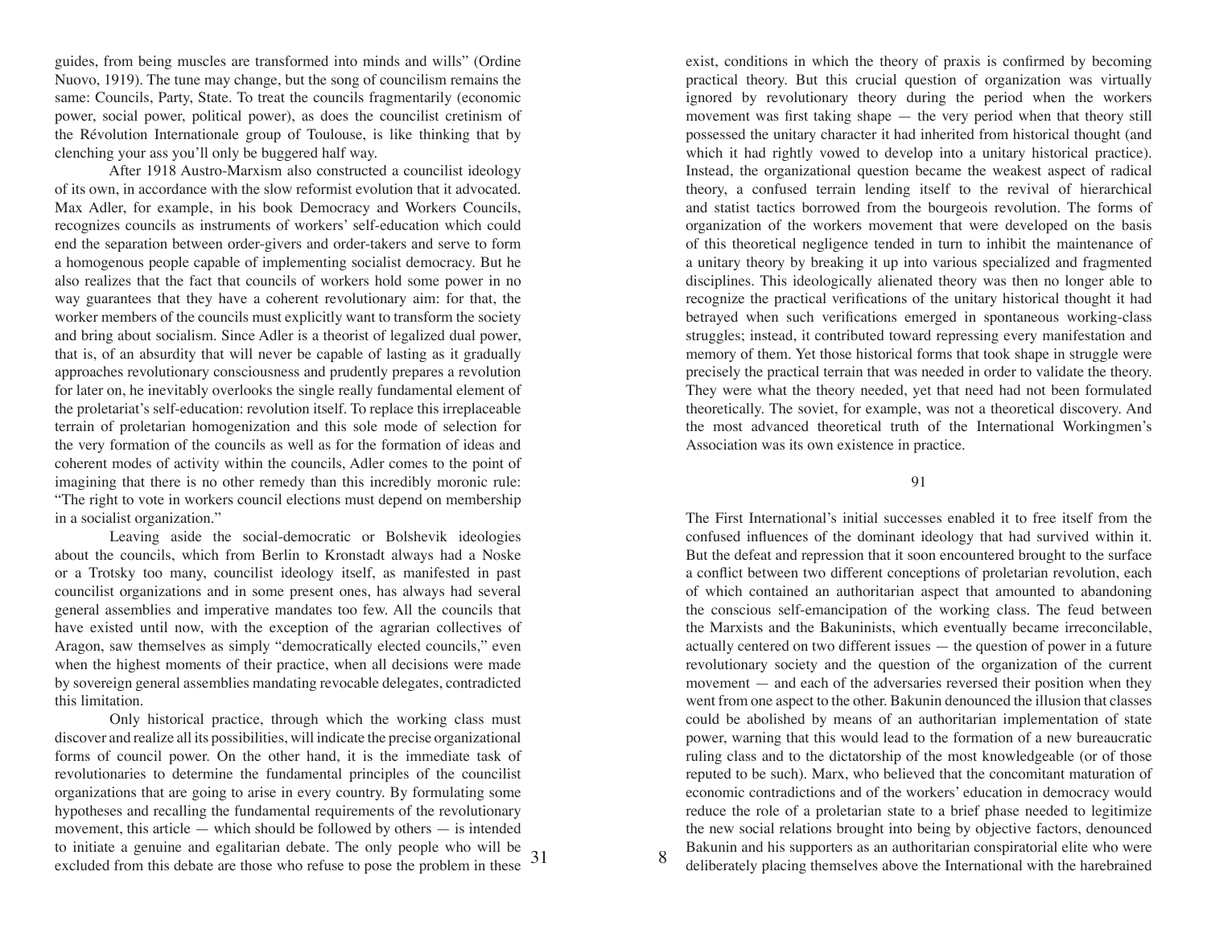guides, from being muscles are transformed into minds and wills" (Ordine Nuovo, 1919). The tune may change, but the song of councilism remains the same: Councils, Party, State. To treat the councils fragmentarily (economic power, social power, political power), as does the councilist cretinism of the Révolution Internationale group of Toulouse, is like thinking that by clenching your ass you'll only be buggered half way.

After 1918 Austro-Marxism also constructed a councilist ideology of its own, in accordance with the slow reformist evolution that it advocated. Max Adler, for example, in his book Democracy and Workers Councils, recognizes councils as instruments of workers' self-education which could end the separation between order-givers and order-takers and serve to form a homogenous people capable of implementing socialist democracy. But he also realizes that the fact that councils of workers hold some power in no way guarantees that they have a coherent revolutionary aim: for that, the worker members of the councils must explicitly want to transform the society and bring about socialism. Since Adler is a theorist of legalized dual power, that is, of an absurdity that will never be capable of lasting as it gradually approaches revolutionary consciousness and prudently prepares a revolution for later on, he inevitably overlooks the single really fundamental element of the proletariat's self-education: revolution itself. To replace this irreplaceable terrain of proletarian homogenization and this sole mode of selection for the very formation of the councils as well as for the formation of ideas and coherent modes of activity within the councils, Adler comes to the point of imagining that there is no other remedy than this incredibly moronic rule: "The right to vote in workers council elections must depend on membership in a socialist organization."

Leaving aside the social-democratic or Bolshevik ideologies about the councils, which from Berlin to Kronstadt always had a Noske or a Trotsky too many, councilist ideology itself, as manifested in past councilist organizations and in some present ones, has always had several general assemblies and imperative mandates too few. All the councils that have existed until now, with the exception of the agrarian collectives of Aragon, saw themselves as simply "democratically elected councils," even when the highest moments of their practice, when all decisions were made by sovereign general assemblies mandating revocable delegates, contradicted this limitation.

Only historical practice, through which the working class must discover and realize all its possibilities, will indicate the precise organizational forms of council power. On the other hand, it is the immediate task of revolutionaries to determine the fundamental principles of the councilist organizations that are going to arise in every country. By formulating some hypotheses and recalling the fundamental requirements of the revolutionary movement, this article — which should be followed by others — is intended to initiate a genuine and egalitarian debate. The only people who will be excluded from this debate are those who refuse to pose the problem in these

exist, conditions in which the theory of praxis is confirmed by becoming practical theory. But this crucial question of organization was virtually ignored by revolutionary theory during the period when the workers movement was first taking shape — the very period when that theory still possessed the unitary character it had inherited from historical thought (and which it had rightly vowed to develop into a unitary historical practice). Instead, the organizational question became the weakest aspect of radical theory, a confused terrain lending itself to the revival of hierarchical and statist tactics borrowed from the bourgeois revolution. The forms of organization of the workers movement that were developed on the basis of this theoretical negligence tended in turn to inhibit the maintenance of a unitary theory by breaking it up into various specialized and fragmented disciplines. This ideologically alienated theory was then no longer able to recognize the practical verifications of the unitary historical thought it had betrayed when such verifications emerged in spontaneous working-class struggles; instead, it contributed toward repressing every manifestation and memory of them. Yet those historical forms that took shape in struggle were precisely the practical terrain that was needed in order to validate the theory. They were what the theory needed, yet that need had not been formulated theoretically. The soviet, for example, was not a theoretical discovery. And the most advanced theoretical truth of the International Workingmen's Association was its own existence in practice.

91

The First International's initial successes enabled it to free itself from the confused influences of the dominant ideology that had survived within it. But the defeat and repression that it soon encountered brought to the surface a conflict between two different conceptions of proletarian revolution, each of which contained an authoritarian aspect that amounted to abandoning the conscious self-emancipation of the working class. The feud between the Marxists and the Bakuninists, which eventually became irreconcilable, actually centered on two different issues — the question of power in a future revolutionary society and the question of the organization of the current movement — and each of the adversaries reversed their position when they went from one aspect to the other. Bakunin denounced the illusion that classes could be abolished by means of an authoritarian implementation of state power, warning that this would lead to the formation of a new bureaucratic ruling class and to the dictatorship of the most knowledgeable (or of those reputed to be such). Marx, who believed that the concomitant maturation of economic contradictions and of the workers' education in democracy would reduce the role of a proletarian state to a brief phase needed to legitimize the new social relations brought into being by objective factors, denounced Bakunin and his supporters as an authoritarian conspiratorial elite who were deliberately placing themselves above the International with the harebrained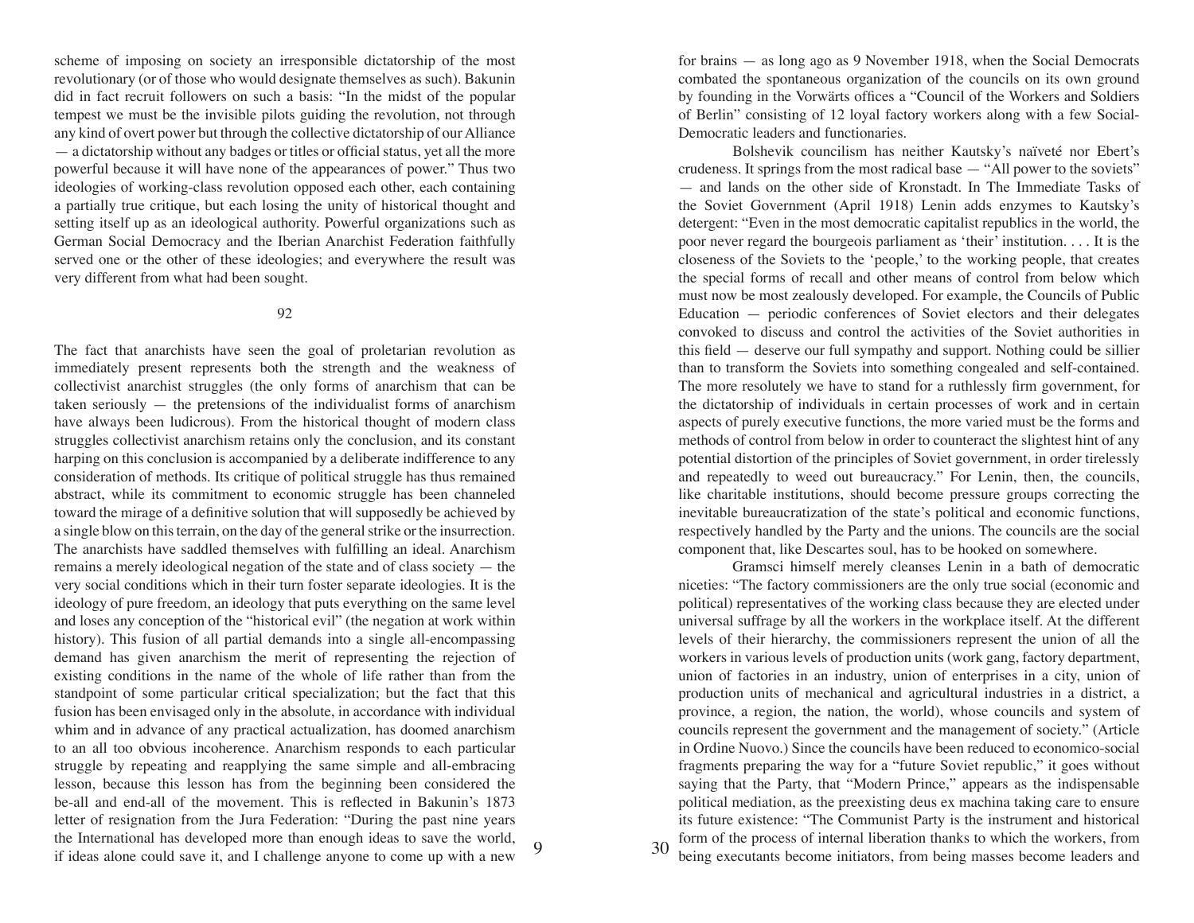scheme of imposing on society an irresponsible dictatorship of the most revolutionary (or of those who would designate themselves as such). Bakunin did in fact recruit followers on such a basis: "In the midst of the popular tempest we must be the invisible pilots guiding the revolution, not through any kind of overt power but through the collective dictatorship of our Alliance — a dictatorship without any badges or titles or official status, yet all the more powerful because it will have none of the appearances of power." Thus two ideologies of working-class revolution opposed each other, each containing a partially true critique, but each losing the unity of historical thought and setting itself up as an ideological authority. Powerful organizations such as German Social Democracy and the Iberian Anarchist Federation faithfully served one or the other of these ideologies; and everywhere the result was very different from what had been sought.

92

The fact that anarchists have seen the goal of proletarian revolution as immediately present represents both the strength and the weakness of collectivist anarchist struggles (the only forms of anarchism that can be taken seriously — the pretensions of the individualist forms of anarchism have always been ludicrous). From the historical thought of modern class struggles collectivist anarchism retains only the conclusion, and its constant harping on this conclusion is accompanied by a deliberate indifference to any consideration of methods. Its critique of political struggle has thus remained abstract, while its commitment to economic struggle has been channeled toward the mirage of a definitive solution that will supposedly be achieved by a single blow on this terrain, on the day of the general strike or the insurrection. The anarchists have saddled themselves with fulfilling an ideal. Anarchism remains a merely ideological negation of the state and of class society — the very social conditions which in their turn foster separate ideologies. It is the ideology of pure freedom, an ideology that puts everything on the same level and loses any conception of the "historical evil" (the negation at work within history). This fusion of all partial demands into a single all-encompassing demand has given anarchism the merit of representing the rejection of existing conditions in the name of the whole of life rather than from the standpoint of some particular critical specialization; but the fact that this fusion has been envisaged only in the absolute, in accordance with individual whim and in advance of any practical actualization, has doomed anarchism to an all too obvious incoherence. Anarchism responds to each particular struggle by repeating and reapplying the same simple and all-embracing lesson, because this lesson has from the beginning been considered the be-all and end-all of the movement. This is reflected in Bakunin's 1873 letter of resignation from the Jura Federation: "During the past nine years the International has developed more than enough ideas to save the world, if ideas alone could save it, and I challenge anyone to come up with a new

for brains — as long ago as 9 November 1918, when the Social Democrats combated the spontaneous organization of the councils on its own ground by founding in the Vorwärts offices a "Council of the Workers and Soldiers of Berlin" consisting of 12 loyal factory workers along with a few Social-Democratic leaders and functionaries.

Bolshevik councilism has neither Kautsky's naïveté nor Ebert's crudeness. It springs from the most radical base — "All power to the soviets" — and lands on the other side of Kronstadt. In The Immediate Tasks of the Soviet Government (April 1918) Lenin adds enzymes to Kautsky's detergent: "Even in the most democratic capitalist republics in the world, the poor never regard the bourgeois parliament as 'their' institution. . . . It is the closeness of the Soviets to the 'people,' to the working people, that creates the special forms of recall and other means of control from below which must now be most zealously developed. For example, the Councils of Public Education — periodic conferences of Soviet electors and their delegates convoked to discuss and control the activities of the Soviet authorities in this field — deserve our full sympathy and support. Nothing could be sillier than to transform the Soviets into something congealed and self-contained. The more resolutely we have to stand for a ruthlessly firm government, for the dictatorship of individuals in certain processes of work and in certain aspects of purely executive functions, the more varied must be the forms and methods of control from below in order to counteract the slightest hint of any potential distortion of the principles of Soviet government, in order tirelessly and repeatedly to weed out bureaucracy." For Lenin, then, the councils, like charitable institutions, should become pressure groups correcting the inevitable bureaucratization of the state's political and economic functions, respectively handled by the Party and the unions. The councils are the social component that, like Descartes soul, has to be hooked on somewhere.

Gramsci himself merely cleanses Lenin in a bath of democratic niceties: "The factory commissioners are the only true social (economic and political) representatives of the working class because they are elected under universal suffrage by all the workers in the workplace itself. At the different levels of their hierarchy, the commissioners represent the union of all the workers in various levels of production units (work gang, factory department, union of factories in an industry, union of enterprises in a city, union of production units of mechanical and agricultural industries in a district, a province, a region, the nation, the world), whose councils and system of councils represent the government and the management of society." (Article in Ordine Nuovo.) Since the councils have been reduced to economico-social fragments preparing the way for a "future Soviet republic," it goes without saying that the Party, that "Modern Prince," appears as the indispensable political mediation, as the preexisting deus ex machina taking care to ensure its future existence: "The Communist Party is the instrument and historical form of the process of internal liberation thanks to which the workers, from being executants become initiators, from being masses become leaders and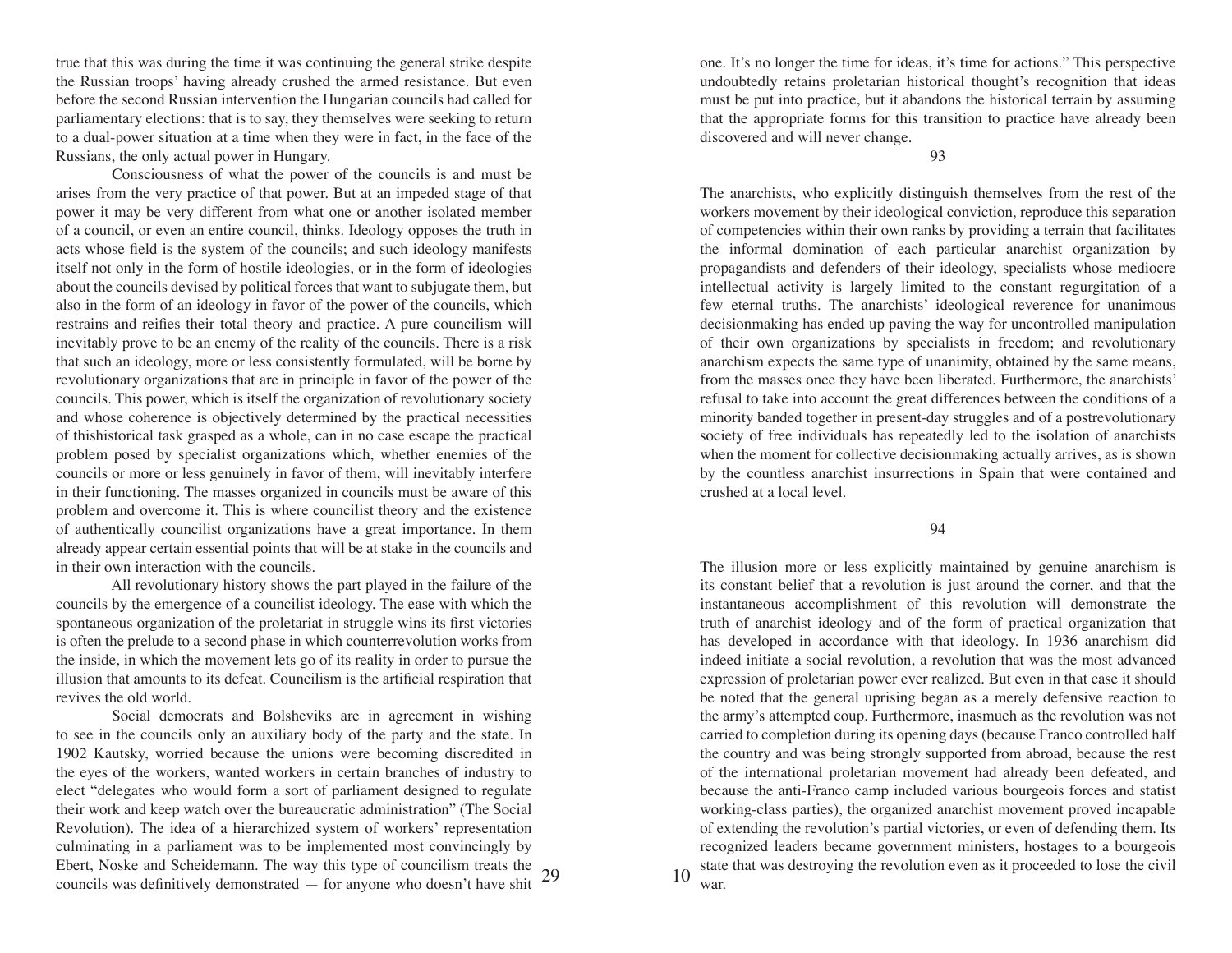true that this was during the time it was continuing the general strike despite the Russian troops' having already crushed the armed resistance. But even before the second Russian intervention the Hungarian councils had called for parliamentary elections: that is to say, they themselves were seeking to return to a dual-power situation at a time when they were in fact, in the face of the Russians, the only actual power in Hungary.

Consciousness of what the power of the councils is and must be arises from the very practice of that power. But at an impeded stage of that power it may be very different from what one or another isolated member of a council, or even an entire council, thinks. Ideology opposes the truth in acts whose field is the system of the councils; and such ideology manifests itself not only in the form of hostile ideologies, or in the form of ideologies about the councils devised by political forces that want to subjugate them, but also in the form of an ideology in favor of the power of the councils, which restrains and reifies their total theory and practice. A pure councilism will inevitably prove to be an enemy of the reality of the councils. There is a risk that such an ideology, more or less consistently formulated, will be borne by revolutionary organizations that are in principle in favor of the power of the councils. This power, which is itself the organization of revolutionary society and whose coherence is objectively determined by the practical necessities of thishistorical task grasped as a whole, can in no case escape the practical problem posed by specialist organizations which, whether enemies of the councils or more or less genuinely in favor of them, will inevitably interfere in their functioning. The masses organized in councils must be aware of this problem and overcome it. This is where councilist theory and the existence of authentically councilist organizations have a great importance. In them already appear certain essential points that will be at stake in the councils and in their own interaction with the councils.

All revolutionary history shows the part played in the failure of the councils by the emergence of a councilist ideology. The ease with which the spontaneous organization of the proletariat in struggle wins its first victories is often the prelude to a second phase in which counterrevolution works from the inside, in which the movement lets go of its reality in order to pursue the illusion that amounts to its defeat. Councilism is the artificial respiration that revives the old world.

Social democrats and Bolsheviks are in agreement in wishing to see in the councils only an auxiliary body of the party and the state. In 1902 Kautsky, worried because the unions were becoming discredited in the eyes of the workers, wanted workers in certain branches of industry to elect "delegates who would form a sort of parliament designed to regulate their work and keep watch over the bureaucratic administration" (The Social Revolution). The idea of a hierarchized system of workers' representation culminating in a parliament was to be implemented most convincingly by Ebert, Noske and Scheidemann. The way this type of councilism treats the councils was definitively demonstrated — for anyone who doesn't have shit

one. It's no longer the time for ideas, it's time for actions." This perspective undoubtedly retains proletarian historical thought's recognition that ideas must be put into practice, but it abandons the historical terrain by assuming that the appropriate forms for this transition to practice have already been discovered and will never change.

93

The anarchists, who explicitly distinguish themselves from the rest of the workers movement by their ideological conviction, reproduce this separation of competencies within their own ranks by providing a terrain that facilitates the informal domination of each particular anarchist organization by propagandists and defenders of their ideology, specialists whose mediocre intellectual activity is largely limited to the constant regurgitation of a few eternal truths. The anarchists' ideological reverence for unanimous decisionmaking has ended up paving the way for uncontrolled manipulation of their own organizations by specialists in freedom; and revolutionary anarchism expects the same type of unanimity, obtained by the same means, from the masses once they have been liberated. Furthermore, the anarchists' refusal to take into account the great differences between the conditions of a minority banded together in present-day struggles and of a postrevolutionary society of free individuals has repeatedly led to the isolation of anarchists when the moment for collective decisionmaking actually arrives, as is shown by the countless anarchist insurrections in Spain that were contained and crushed at a local level.

94

The illusion more or less explicitly maintained by genuine anarchism is its constant belief that a revolution is just around the corner, and that the instantaneous accomplishment of this revolution will demonstrate the truth of anarchist ideology and of the form of practical organization that has developed in accordance with that ideology. In 1936 anarchism did indeed initiate a social revolution, a revolution that was the most advanced expression of proletarian power ever realized. But even in that case it should be noted that the general uprising began as a merely defensive reaction to the army's attempted coup. Furthermore, inasmuch as the revolution was not carried to completion during its opening days (because Franco controlled half the country and was being strongly supported from abroad, because the rest of the international proletarian movement had already been defeated, and because the anti-Franco camp included various bourgeois forces and statist working-class parties), the organized anarchist movement proved incapable of extending the revolution's partial victories, or even of defending them. Its recognized leaders became government ministers, hostages to a bourgeois state that was destroying the revolution even as it proceeded to lose the civil war.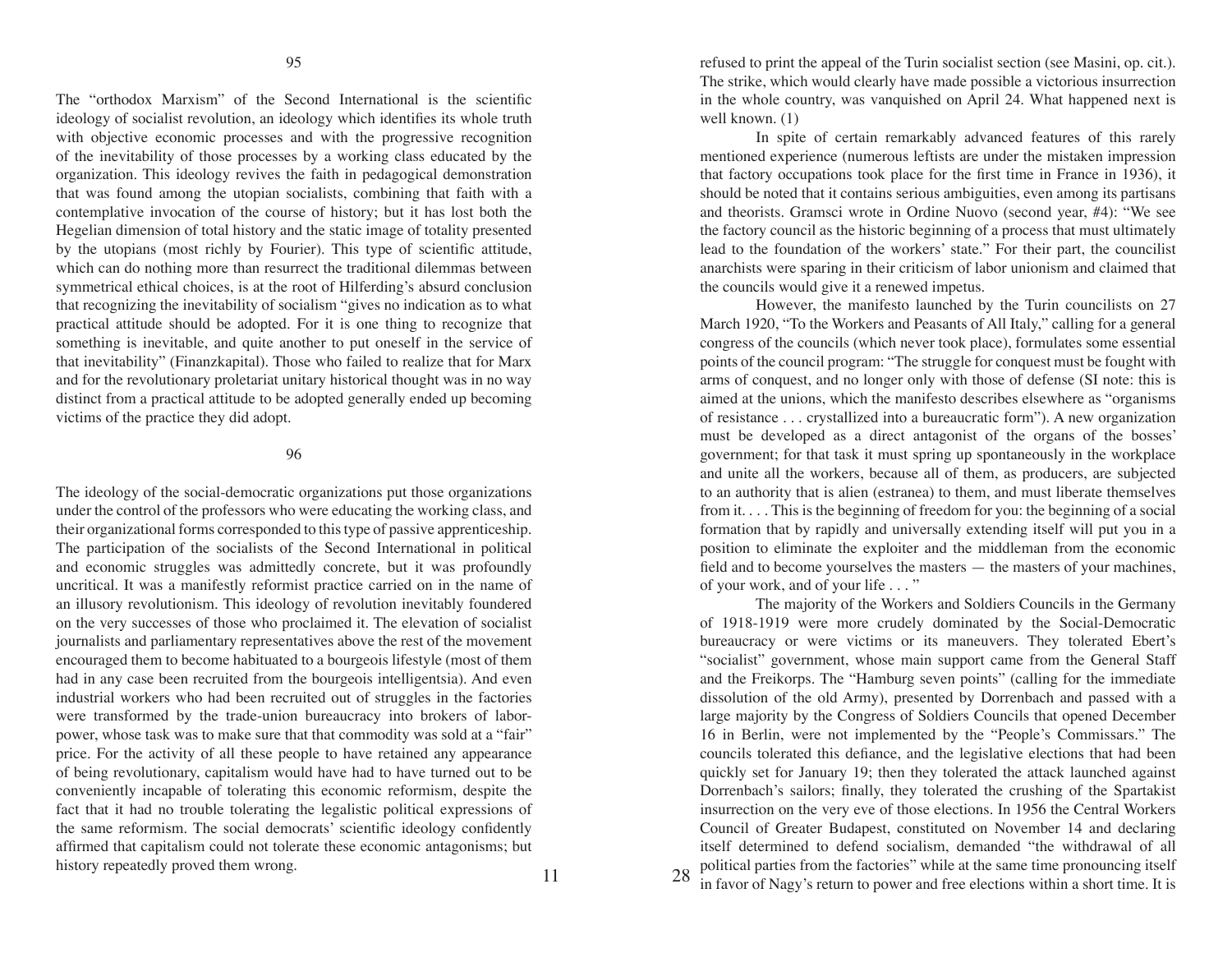95

The "orthodox Marxism" of the Second International is the scientific ideology of socialist revolution, an ideology which identifies its whole truth with objective economic processes and with the progressive recognition of the inevitability of those processes by a working class educated by the organization. This ideology revives the faith in pedagogical demonstration that was found among the utopian socialists, combining that faith with a contemplative invocation of the course of history; but it has lost both the Hegelian dimension of total history and the static image of totality presented by the utopians (most richly by Fourier). This type of scientific attitude, which can do nothing more than resurrect the traditional dilemmas between symmetrical ethical choices, is at the root of Hilferding's absurd conclusion that recognizing the inevitability of socialism "gives no indication as to what practical attitude should be adopted. For it is one thing to recognize that something is inevitable, and quite another to put oneself in the service of that inevitability" (Finanzkapital). Those who failed to realize that for Marx and for the revolutionary proletariat unitary historical thought was in no way distinct from a practical attitude to be adopted generally ended up becoming victims of the practice they did adopt.

96

The ideology of the social-democratic organizations put those organizations under the control of the professors who were educating the working class, and their organizational forms corresponded to this type of passive apprenticeship. The participation of the socialists of the Second International in political and economic struggles was admittedly concrete, but it was profoundly uncritical. It was a manifestly reformist practice carried on in the name of an illusory revolutionism. This ideology of revolution inevitably foundered on the very successes of those who proclaimed it. The elevation of socialist journalists and parliamentary representatives above the rest of the movement encouraged them to become habituated to a bourgeois lifestyle (most of them had in any case been recruited from the bourgeois intelligentsia). And even industrial workers who had been recruited out of struggles in the factories were transformed by the trade-union bureaucracy into brokers of labor-power, whose task was to make sure that that commodity was sold at a "fair" price. For the activity of all these people to have retained any appearance of being revolutionary, capitalism would have had to have turned out to be conveniently incapable of tolerating this economic reformism, despite the fact that it had no trouble tolerating the legalistic political expressions of the same reformism. The social democrats' scientific ideology confidently affirmed that capitalism could not tolerate these economic antagonisms; but history repeatedly proved them wrong.

refused to print the appeal of the Turin socialist section (see Masini, op. cit.). The strike, which would clearly have made possible a victorious insurrection in the whole country, was vanquished on April 24. What happened next is well known. (1)

In spite of certain remarkably advanced features of this rarely mentioned experience (numerous leftists are under the mistaken impression that factory occupations took place for the first time in France in 1936), it should be noted that it contains serious ambiguities, even among its partisans and theorists. Gramsci wrote in Ordine Nuovo (second year, #4): "We see the factory council as the historic beginning of a process that must ultimately lead to the foundation of the workers' state." For their part, the councilist anarchists were sparing in their criticism of labor unionism and claimed that the councils would give it a renewed impetus.

However, the manifesto launched by the Turin councilists on 27 March 1920, "To the Workers and Peasants of All Italy," calling for a general congress of the councils (which never took place), formulates some essential points of the council program: "The struggle for conquest must be fought with arms of conquest, and no longer only with those of defense (SI note: this is aimed at the unions, which the manifesto describes elsewhere as "organisms of resistance . . . crystallized into a bureaucratic form"). A new organization must be developed as a direct antagonist of the organs of the bosses' government; for that task it must spring up spontaneously in the workplace and unite all the workers, because all of them, as producers, are subjected to an authority that is alien (estranea) to them, and must liberate themselves from it. . . . This is the beginning of freedom for you: the beginning of a social formation that by rapidly and universally extending itself will put you in a position to eliminate the exploiter and the middleman from the economic field and to become yourselves the masters — the masters of your machines, of your work, and of your life . . . "

The majority of the Workers and Soldiers Councils in the Germany of 1918-1919 were more crudely dominated by the Social-Democratic bureaucracy or were victims or its maneuvers. They tolerated Ebert's "socialist" government, whose main support came from the General Staff and the Freikorps. The "Hamburg seven points" (calling for the immediate dissolution of the old Army), presented by Dorrenbach and passed with a large majority by the Congress of Soldiers Councils that opened December 16 in Berlin, were not implemented by the "People's Commissars." The councils tolerated this defiance, and the legislative elections that had been quickly set for January 19; then they tolerated the attack launched against Dorrenbach's sailors; finally, they tolerated the crushing of the Spartakist insurrection on the very eve of those elections. In 1956 the Central Workers Council of Greater Budapest, constituted on November 14 and declaring itself determined to defend socialism, demanded "the withdrawal of all political parties from the factories" while at the same time pronouncing itself in favor of Nagy's return to power and free elections within a short time. It is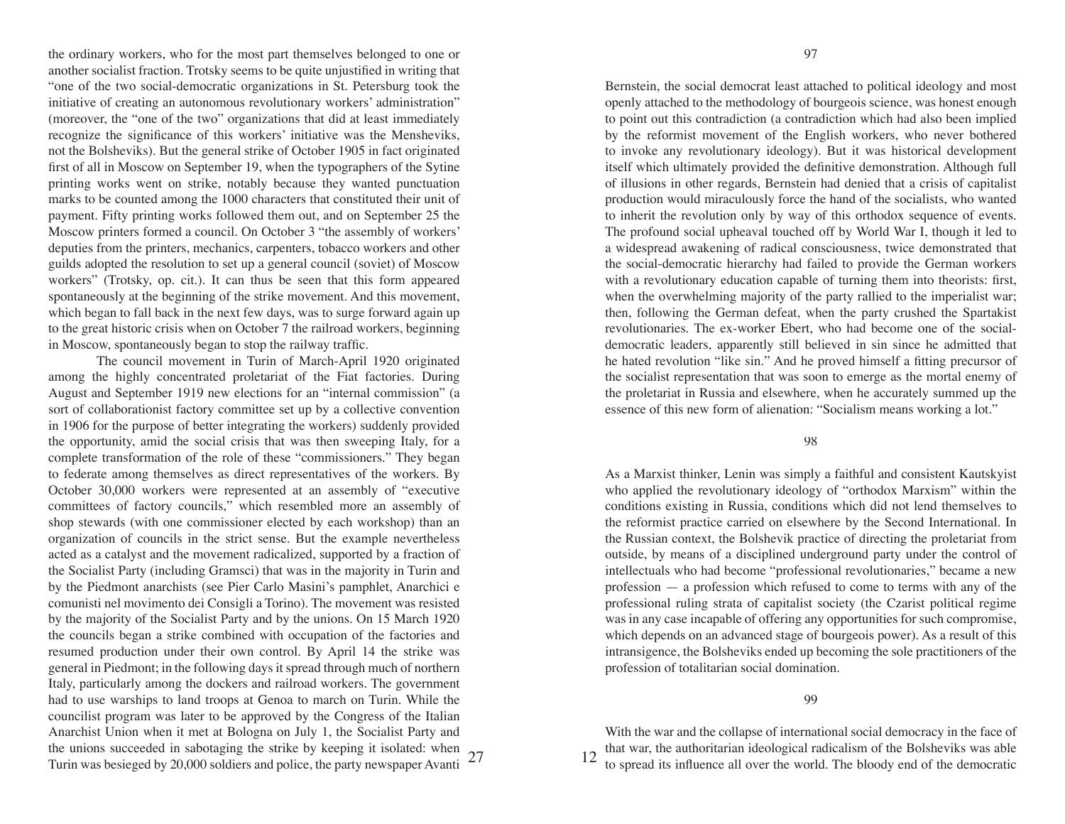the ordinary workers, who for the most part themselves belonged to one or another socialist fraction. Trotsky seems to be quite unjustified in writing that "one of the two social-democratic organizations in St. Petersburg took the initiative of creating an autonomous revolutionary workers' administration" (moreover, the "one of the two" organizations that did at least immediately recognize the significance of this workers' initiative was the Mensheviks, not the Bolsheviks). But the general strike of October 1905 in fact originated first of all in Moscow on September 19, when the typographers of the Sytine printing works went on strike, notably because they wanted punctuation marks to be counted among the 1000 characters that constituted their unit of payment. Fifty printing works followed them out, and on September 25 the Moscow printers formed a council. On October 3 "the assembly of workers' deputies from the printers, mechanics, carpenters, tobacco workers and other guilds adopted the resolution to set up a general council (soviet) of Moscow workers" (Trotsky, op. cit.). It can thus be seen that this form appeared spontaneously at the beginning of the strike movement. And this movement, which began to fall back in the next few days, was to surge forward again up to the great historic crisis when on October 7 the railroad workers, beginning in Moscow, spontaneously began to stop the railway traffic.

The council movement in Turin of March-April 1920 originated among the highly concentrated proletariat of the Fiat factories. During August and September 1919 new elections for an "internal commission" (a sort of collaborationist factory committee set up by a collective convention in 1906 for the purpose of better integrating the workers) suddenly provided the opportunity, amid the social crisis that was then sweeping Italy, for a complete transformation of the role of these "commissioners." They began to federate among themselves as direct representatives of the workers. By October 30,000 workers were represented at an assembly of "executive committees of factory councils," which resembled more an assembly of shop stewards (with one commissioner elected by each workshop) than an organization of councils in the strict sense. But the example nevertheless acted as a catalyst and the movement radicalized, supported by a fraction of the Socialist Party (including Gramsci) that was in the majority in Turin and by the Piedmont anarchists (see Pier Carlo Masini's pamphlet, Anarchici e comunisti nel movimento dei Consigli a Torino). The movement was resisted by the majority of the Socialist Party and by the unions. On 15 March 1920 the councils began a strike combined with occupation of the factories and resumed production under their own control. By April 14 the strike was general in Piedmont; in the following days it spread through much of northern Italy, particularly among the dockers and railroad workers. The government had to use warships to land troops at Genoa to march on Turin. While the councilist program was later to be approved by the Congress of the Italian Anarchist Union when it met at Bologna on July 1, the Socialist Party and the unions succeeded in sabotaging the strike by keeping it isolated: when Turin was besieged by 20,000 soldiers and police, the party newspaper Avanti

Bernstein, the social democrat least attached to political ideology and most openly attached to the methodology of bourgeois science, was honest enough to point out this contradiction (a contradiction which had also been implied by the reformist movement of the English workers, who never bothered to invoke any revolutionary ideology). But it was historical development itself which ultimately provided the definitive demonstration. Although full of illusions in other regards, Bernstein had denied that a crisis of capitalist production would miraculously force the hand of the socialists, who wanted to inherit the revolution only by way of this orthodox sequence of events. The profound social upheaval touched off by World War I, though it led to a widespread awakening of radical consciousness, twice demonstrated that the social-democratic hierarchy had failed to provide the German workers with a revolutionary education capable of turning them into theorists: first, when the overwhelming majority of the party rallied to the imperialist war; then, following the German defeat, when the party crushed the Spartakist revolutionaries. The ex-worker Ebert, who had become one of the social-democratic leaders, apparently still believed in sin since he admitted that he hated revolution "like sin." And he proved himself a fitting precursor of the socialist representation that was soon to emerge as the mortal enemy of the proletariat in Russia and elsewhere, when he accurately summed up the essence of this new form of alienation: "Socialism means working a lot."

98

As a Marxist thinker, Lenin was simply a faithful and consistent Kautskyist who applied the revolutionary ideology of "orthodox Marxism" within the conditions existing in Russia, conditions which did not lend themselves to the reformist practice carried on elsewhere by the Second International. In the Russian context, the Bolshevik practice of directing the proletariat from outside, by means of a disciplined underground party under the control of intellectuals who had become "professional revolutionaries," became a new profession — a profession which refused to come to terms with any of the professional ruling strata of capitalist society (the Czarist political regime was in any case incapable of offering any opportunities for such compromise, which depends on an advanced stage of bourgeois power). As a result of this intransigence, the Bolsheviks ended up becoming the sole practitioners of the profession of totalitarian social domination.

99

With the war and the collapse of international social democracy in the face of that war, the authoritarian ideological radicalism of the Bolsheviks was able to spread its influence all over the world. The bloody end of the democratic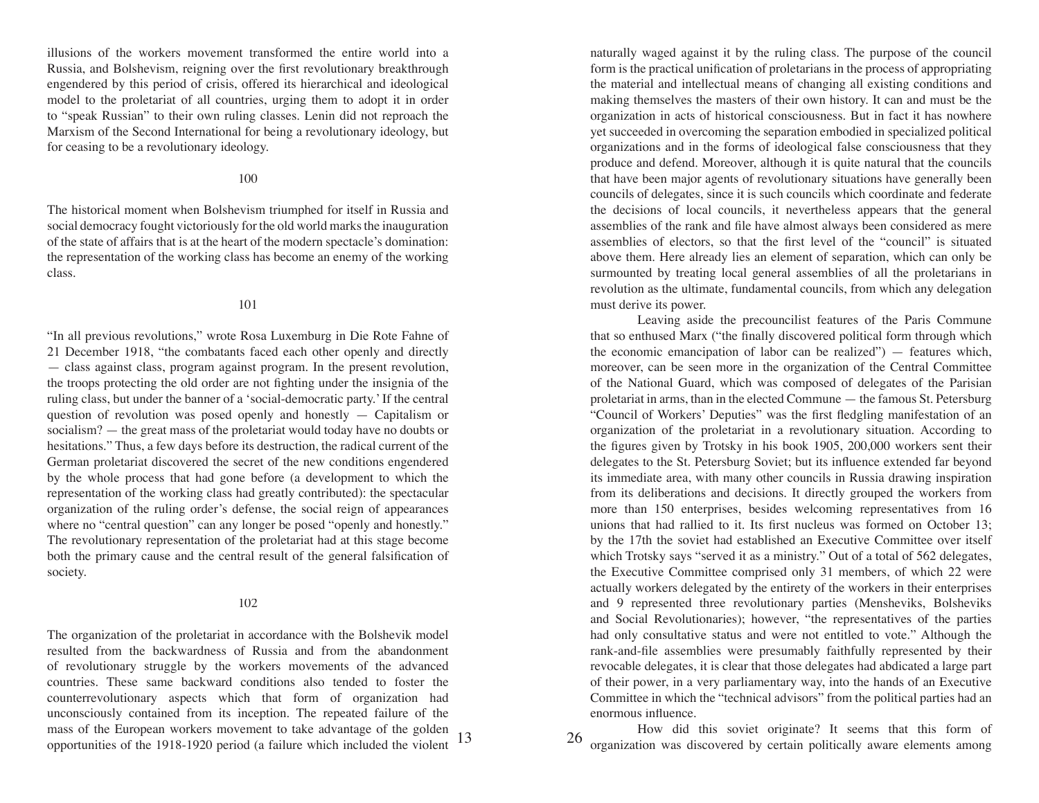illusions of the workers movement transformed the entire world into a Russia, and Bolshevism, reigning over the first revolutionary breakthrough engendered by this period of crisis, offered its hierarchical and ideological model to the proletariat of all countries, urging them to adopt it in order to "speak Russian" to their own ruling classes. Lenin did not reproach the Marxism of the Second International for being a revolutionary ideology, but for ceasing to be a revolutionary ideology.

100

The historical moment when Bolshevism triumphed for itself in Russia and social democracy fought victoriously for the old world marks the inauguration of the state of affairs that is at the heart of the modern spectacle's domination: the representation of the working class has become an enemy of the working class.

101

"In all previous revolutions," wrote Rosa Luxemburg in Die Rote Fahne of 21 December 1918, "the combatants faced each other openly and directly — class against class, program against program. In the present revolution, the troops protecting the old order are not fighting under the insignia of the ruling class, but under the banner of a 'social-democratic party.' If the central question of revolution was posed openly and honestly — Capitalism or socialism? — the great mass of the proletariat would today have no doubts or hesitations." Thus, a few days before its destruction, the radical current of the German proletariat discovered the secret of the new conditions engendered by the whole process that had gone before (a development to which the representation of the working class had greatly contributed): the spectacular organization of the ruling order's defense, the social reign of appearances where no "central question" can any longer be posed "openly and honestly." The revolutionary representation of the proletariat had at this stage become both the primary cause and the central result of the general falsification of society.

102

The organization of the proletariat in accordance with the Bolshevik model resulted from the backwardness of Russia and from the abandonment of revolutionary struggle by the workers movements of the advanced countries. These same backward conditions also tended to foster the counterrevolutionary aspects which that form of organization had unconsciously contained from its inception. The repeated failure of the mass of the European workers movement to take advantage of the golden opportunities of the 1918-1920 period (a failure which included the violent

naturally waged against it by the ruling class. The purpose of the council form is the practical unification of proletarians in the process of appropriating the material and intellectual means of changing all existing conditions and making themselves the masters of their own history. It can and must be the organization in acts of historical consciousness. But in fact it has nowhere yet succeeded in overcoming the separation embodied in specialized political organizations and in the forms of ideological false consciousness that they produce and defend. Moreover, although it is quite natural that the councils that have been major agents of revolutionary situations have generally been councils of delegates, since it is such councils which coordinate and federate the decisions of local councils, it nevertheless appears that the general assemblies of the rank and file have almost always been considered as mere assemblies of electors, so that the first level of the "council" is situated above them. Here already lies an element of separation, which can only be surmounted by treating local general assemblies of all the proletarians in revolution as the ultimate, fundamental councils, from which any delegation must derive its power.

Leaving aside the precouncilist features of the Paris Commune that so enthused Marx ("the finally discovered political form through which the economic emancipation of labor can be realized") — features which, moreover, can be seen more in the organization of the Central Committee of the National Guard, which was composed of delegates of the Parisian proletariat in arms, than in the elected Commune — the famous St. Petersburg "Council of Workers' Deputies" was the first fledgling manifestation of an organization of the proletariat in a revolutionary situation. According to the figures given by Trotsky in his book 1905, 200,000 workers sent their delegates to the St. Petersburg Soviet; but its influence extended far beyond its immediate area, with many other councils in Russia drawing inspiration from its deliberations and decisions. It directly grouped the workers from more than 150 enterprises, besides welcoming representatives from 16 unions that had rallied to it. Its first nucleus was formed on October 13; by the 17th the soviet had established an Executive Committee over itself which Trotsky says "served it as a ministry." Out of a total of 562 delegates, the Executive Committee comprised only 31 members, of which 22 were actually workers delegated by the entirety of the workers in their enterprises and 9 represented three revolutionary parties (Mensheviks, Bolsheviks and Social Revolutionaries); however, "the representatives of the parties had only consultative status and were not entitled to vote." Although the rank-and-file assemblies were presumably faithfully represented by their revocable delegates, it is clear that those delegates had abdicated a large part of their power, in a very parliamentary way, into the hands of an Executive Committee in which the "technical advisors" from the political parties had an enormous influence.

How did this soviet originate? It seems that this form of organization was discovered by certain politically aware elements among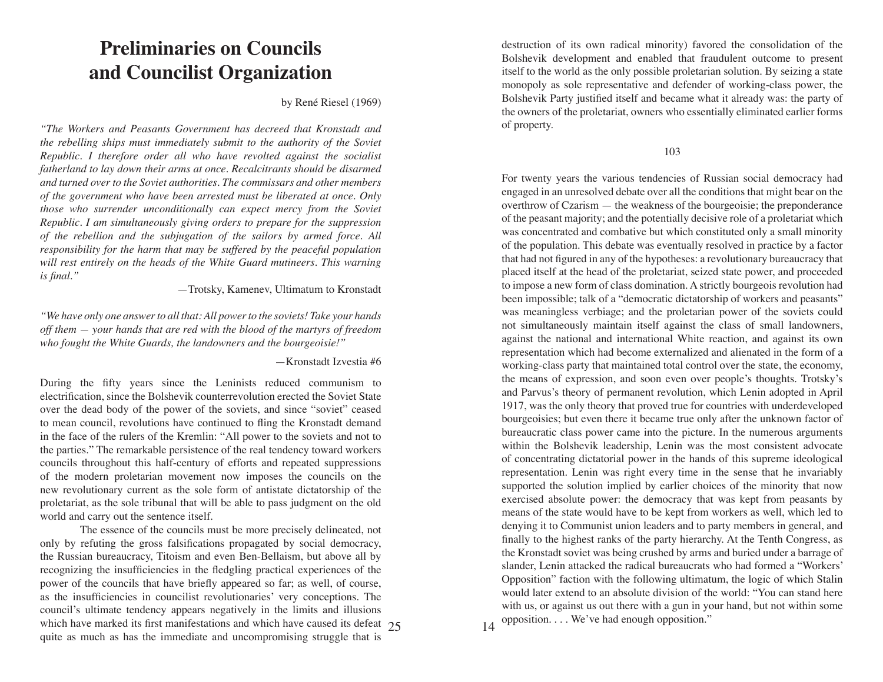# Preliminaries on Councils and Councilist Organization

by René Riesel (1969)

*"The Workers and Peasants Government has decreed that Kronstadt and the rebelling ships must immediately submit to the authority of the Soviet Republic. I therefore order all who have revolted against the socialist fatherland to lay down their arms at once. Recalcitrants should be disarmed and turned over to the Soviet authorities. The commissars and other members of the government who have been arrested must be liberated at once. Only those who surrender unconditionally can expect mercy from the Soviet Republic. I am simultaneously giving orders to prepare for the suppression of the rebellion and the subjugation of the sailors by armed force. All responsibility for the harm that may be suffered by the peaceful population will rest entirely on the heads of the White Guard mutineers. This warning is final."*

—Trotsky, Kamenev, Ultimatum to Kronstadt

*"We have only one answer to all that: All power to the soviets! Take your hands off them — your hands that are red with the blood of the martyrs of freedom who fought the White Guards, the landowners and the bourgeoisie!"*

—Kronstadt Izvestia #6

During the fifty years since the Leninists reduced communism to electrification, since the Bolshevik counterrevolution erected the Soviet State over the dead body of the power of the soviets, and since "soviet" ceased to mean council, revolutions have continued to fling the Kronstadt demand in the face of the rulers of the Kremlin: "All power to the soviets and not to the parties." The remarkable persistence of the real tendency toward workers councils throughout this half-century of efforts and repeated suppressions of the modern proletarian movement now imposes the councils on the new revolutionary current as the sole form of antistate dictatorship of the proletariat, as the sole tribunal that will be able to pass judgment on the old world and carry out the sentence itself.

The essence of the councils must be more precisely delineated, not only by refuting the gross falsifications propagated by social democracy, the Russian bureaucracy, Titoism and even Ben-Bellaism, but above all by recognizing the insufficiencies in the fledgling practical experiences of the power of the councils that have briefly appeared so far; as well, of course, as the insufficiencies in councilist revolutionaries' very conceptions. The council's ultimate tendency appears negatively in the limits and illusions which have marked its first manifestations and which have caused its defeat quite as much as has the immediate and uncompromising struggle that is

destruction of its own radical minority) favored the consolidation of the Bolshevik development and enabled that fraudulent outcome to present itself to the world as the only possible proletarian solution. By seizing a state monopoly as sole representative and defender of working-class power, the Bolshevik Party justified itself and became what it already was: the party of the owners of the proletariat, owners who essentially eliminated earlier forms of property.

103

For twenty years the various tendencies of Russian social democracy had engaged in an unresolved debate over all the conditions that might bear on the overthrow of Czarism — the weakness of the bourgeoisie; the preponderance of the peasant majority; and the potentially decisive role of a proletariat which was concentrated and combative but which constituted only a small minority of the population. This debate was eventually resolved in practice by a factor that had not figured in any of the hypotheses: a revolutionary bureaucracy that placed itself at the head of the proletariat, seized state power, and proceeded to impose a new form of class domination. A strictly bourgeois revolution had been impossible; talk of a "democratic dictatorship of workers and peasants" was meaningless verbiage; and the proletarian power of the soviets could not simultaneously maintain itself against the class of small landowners, against the national and international White reaction, and against its own representation which had become externalized and alienated in the form of a working-class party that maintained total control over the state, the economy, the means of expression, and soon even over people's thoughts. Trotsky's and Parvus's theory of permanent revolution, which Lenin adopted in April 1917, was the only theory that proved true for countries with underdeveloped bourgeoisies; but even there it became true only after the unknown factor of bureaucratic class power came into the picture. In the numerous arguments within the Bolshevik leadership, Lenin was the most consistent advocate of concentrating dictatorial power in the hands of this supreme ideological representation. Lenin was right every time in the sense that he invariably supported the solution implied by earlier choices of the minority that now exercised absolute power: the democracy that was kept from peasants by means of the state would have to be kept from workers as well, which led to denying it to Communist union leaders and to party members in general, and finally to the highest ranks of the party hierarchy. At the Tenth Congress, as the Kronstadt soviet was being crushed by arms and buried under a barrage of slander, Lenin attacked the radical bureaucrats who had formed a "Workers' Opposition" faction with the following ultimatum, the logic of which Stalin would later extend to an absolute division of the world: "You can stand here with us, or against us out there with a gun in your hand, but not within some opposition. . . . We've had enough opposition."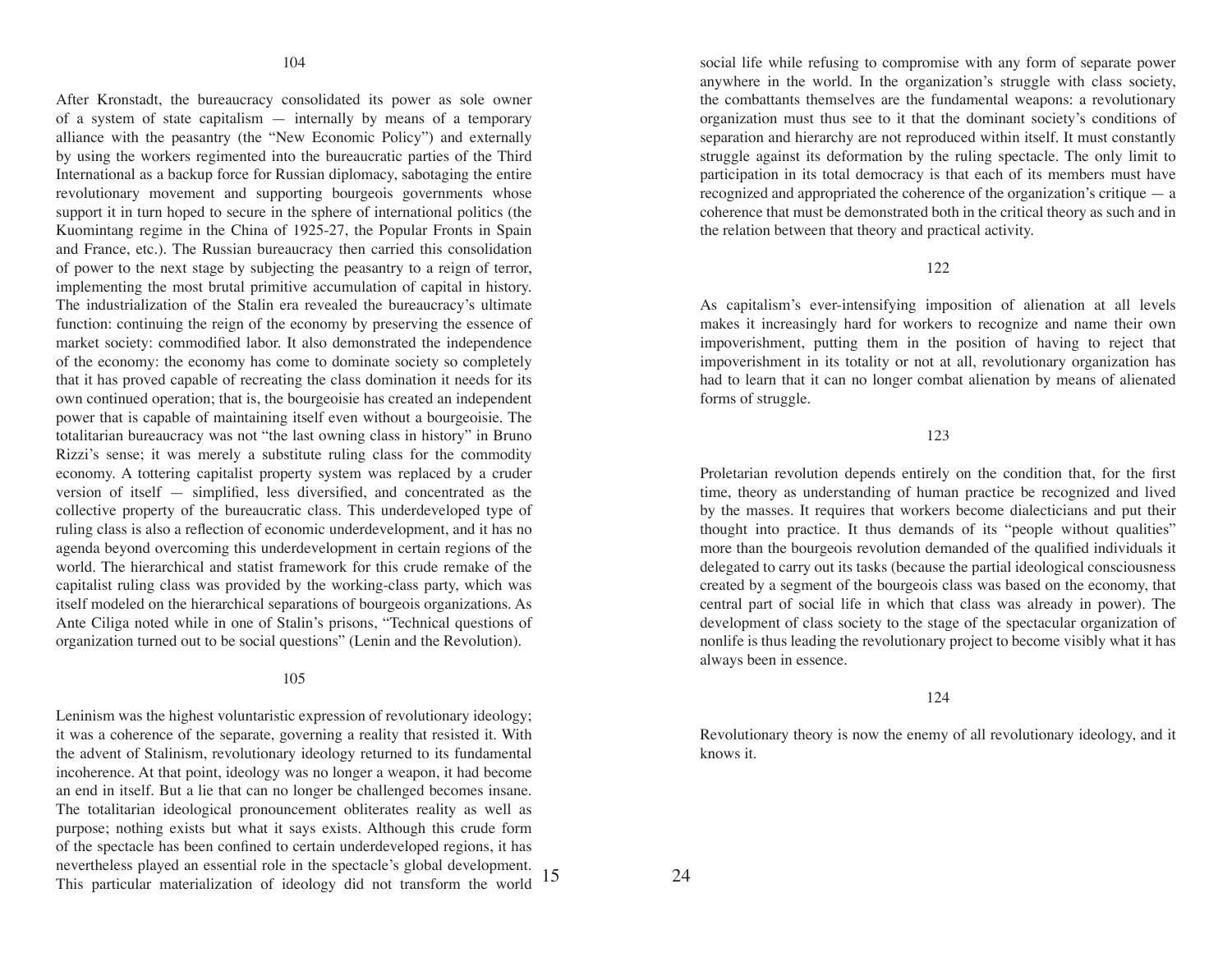104

After Kronstadt, the bureaucracy consolidated its power as sole owner of a system of state capitalism — internally by means of a temporary alliance with the peasantry (the "New Economic Policy") and externally by using the workers regimented into the bureaucratic parties of the Third International as a backup force for Russian diplomacy, sabotaging the entire revolutionary movement and supporting bourgeois governments whose support it in turn hoped to secure in the sphere of international politics (the Kuomintang regime in the China of 1925-27, the Popular Fronts in Spain and France, etc.). The Russian bureaucracy then carried this consolidation of power to the next stage by subjecting the peasantry to a reign of terror, implementing the most brutal primitive accumulation of capital in history. The industrialization of the Stalin era revealed the bureaucracy's ultimate function: continuing the reign of the economy by preserving the essence of market society: commodified labor. It also demonstrated the independence of the economy: the economy has come to dominate society so completely that it has proved capable of recreating the class domination it needs for its own continued operation; that is, the bourgeoisie has created an independent power that is capable of maintaining itself even without a bourgeoisie. The totalitarian bureaucracy was not "the last owning class in history" in Bruno Rizzi's sense; it was merely a substitute ruling class for the commodity economy. A tottering capitalist property system was replaced by a cruder version of itself — simplified, less diversified, and concentrated as the collective property of the bureaucratic class. This underdeveloped type of ruling class is also a reflection of economic underdevelopment, and it has no agenda beyond overcoming this underdevelopment in certain regions of the world. The hierarchical and statist framework for this crude remake of the capitalist ruling class was provided by the working-class party, which was itself modeled on the hierarchical separations of bourgeois organizations. As Ante Ciliga noted while in one of Stalin's prisons, "Technical questions of organization turned out to be social questions" (Lenin and the Revolution).

105

Leninism was the highest voluntaristic expression of revolutionary ideology; it was a coherence of the separate, governing a reality that resisted it. With the advent of Stalinism, revolutionary ideology returned to its fundamental incoherence. At that point, ideology was no longer a weapon, it had become an end in itself. But a lie that can no longer be challenged becomes insane. The totalitarian ideological pronouncement obliterates reality as well as purpose; nothing exists but what it says exists. Although this crude form of the spectacle has been confined to certain underdeveloped regions, it has nevertheless played an essential role in the spectacle's global development. This particular materialization of ideology did not transform the world

social life while refusing to compromise with any form of separate power anywhere in the world. In the organization's struggle with class society, the combattants themselves are the fundamental weapons: a revolutionary organization must thus see to it that the dominant society's conditions of separation and hierarchy are not reproduced within itself. It must constantly struggle against its deformation by the ruling spectacle. The only limit to participation in its total democracy is that each of its members must have recognized and appropriated the coherence of the organization's critique — a coherence that must be demonstrated both in the critical theory as such and in the relation between that theory and practical activity.

122

As capitalism's ever-intensifying imposition of alienation at all levels makes it increasingly hard for workers to recognize and name their own impoverishment, putting them in the position of having to reject that impoverishment in its totality or not at all, revolutionary organization has had to learn that it can no longer combat alienation by means of alienated forms of struggle.

123

Proletarian revolution depends entirely on the condition that, for the first time, theory as understanding of human practice be recognized and lived by the masses. It requires that workers become dialecticians and put their thought into practice. It thus demands of its "people without qualities" more than the bourgeois revolution demanded of the qualified individuals it delegated to carry out its tasks (because the partial ideological consciousness created by a segment of the bourgeois class was based on the economy, that central part of social life in which that class was already in power). The development of class society to the stage of the spectacular organization of nonlife is thus leading the revolutionary project to become visibly what it has always been in essence.

124

Revolutionary theory is now the enemy of all revolutionary ideology, and it knows it.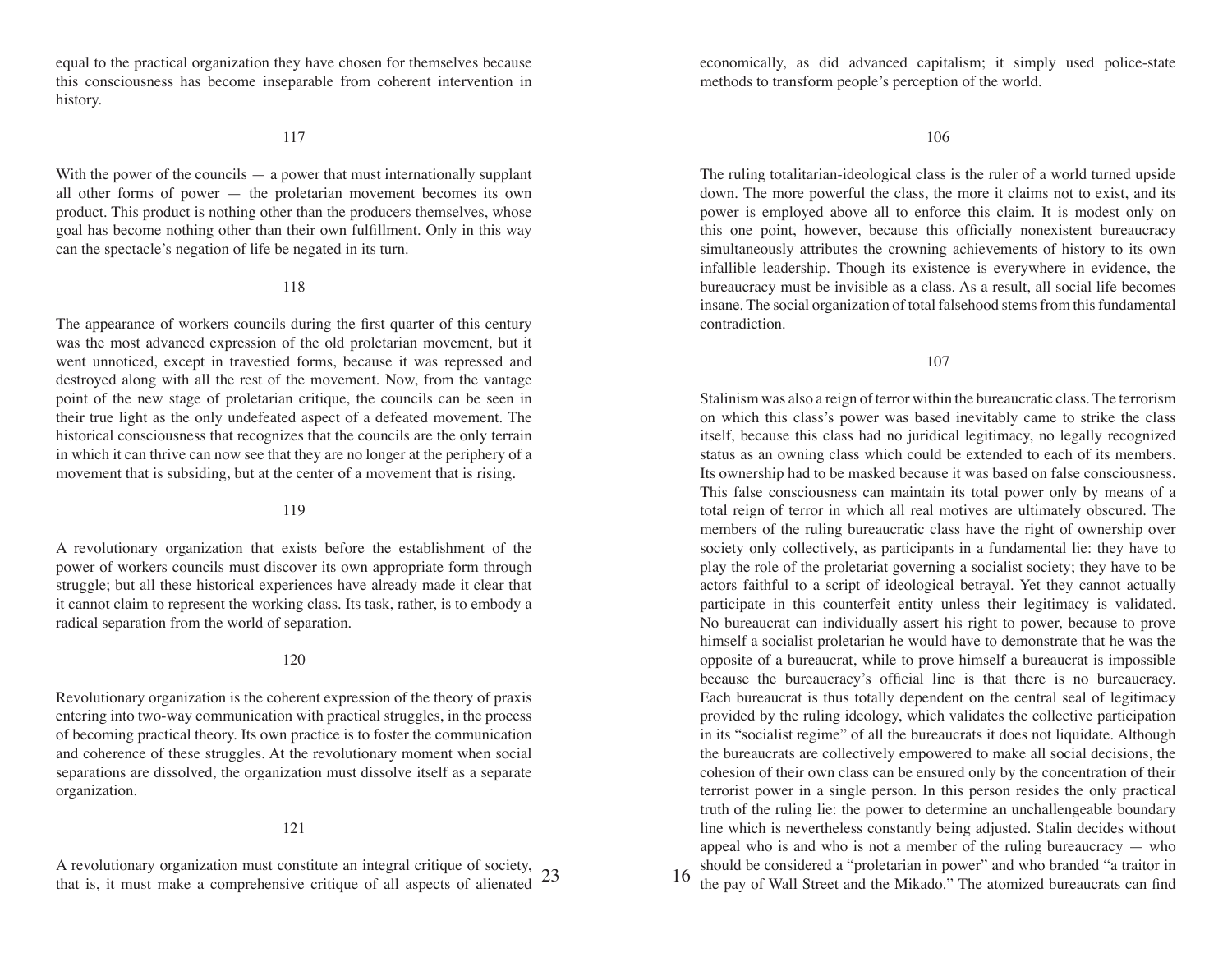equal to the practical organization they have chosen for themselves because this consciousness has become inseparable from coherent intervention in history.

117

With the power of the councils — a power that must internationally supplant all other forms of power — the proletarian movement becomes its own product. This product is nothing other than the producers themselves, whose goal has become nothing other than their own fulfillment. Only in this way can the spectacle's negation of life be negated in its turn.

118

The appearance of workers councils during the first quarter of this century was the most advanced expression of the old proletarian movement, but it went unnoticed, except in travestied forms, because it was repressed and destroyed along with all the rest of the movement. Now, from the vantage point of the new stage of proletarian critique, the councils can be seen in their true light as the only undefeated aspect of a defeated movement. The historical consciousness that recognizes that the councils are the only terrain in which it can thrive can now see that they are no longer at the periphery of a movement that is subsiding, but at the center of a movement that is rising.

119

A revolutionary organization that exists before the establishment of the power of workers councils must discover its own appropriate form through struggle; but all these historical experiences have already made it clear that it cannot claim to represent the working class. Its task, rather, is to embody a radical separation from the world of separation.

120

Revolutionary organization is the coherent expression of the theory of praxis entering into two-way communication with practical struggles, in the process of becoming practical theory. Its own practice is to foster the communication and coherence of these struggles. At the revolutionary moment when social separations are dissolved, the organization must dissolve itself as a separate organization.

121

A revolutionary organization must constitute an integral critique of society, that is, it must make a comprehensive critique of all aspects of alienated

economically, as did advanced capitalism; it simply used police-state methods to transform people's perception of the world.

106

The ruling totalitarian-ideological class is the ruler of a world turned upside down. The more powerful the class, the more it claims not to exist, and its power is employed above all to enforce this claim. It is modest only on this one point, however, because this officially nonexistent bureaucracy simultaneously attributes the crowning achievements of history to its own infallible leadership. Though its existence is everywhere in evidence, the bureaucracy must be invisible as a class. As a result, all social life becomes insane. The social organization of total falsehood stems from this fundamental contradiction.

107

Stalinism was also a reign of terror within the bureaucratic class. The terrorism on which this class's power was based inevitably came to strike the class itself, because this class had no juridical legitimacy, no legally recognized status as an owning class which could be extended to each of its members. Its ownership had to be masked because it was based on false consciousness. This false consciousness can maintain its total power only by means of a total reign of terror in which all real motives are ultimately obscured. The members of the ruling bureaucratic class have the right of ownership over society only collectively, as participants in a fundamental lie: they have to play the role of the proletariat governing a socialist society; they have to be actors faithful to a script of ideological betrayal. Yet they cannot actually participate in this counterfeit entity unless their legitimacy is validated. No bureaucrat can individually assert his right to power, because to prove himself a socialist proletarian he would have to demonstrate that he was the opposite of a bureaucrat, while to prove himself a bureaucrat is impossible because the bureaucracy's official line is that there is no bureaucracy. Each bureaucrat is thus totally dependent on the central seal of legitimacy provided by the ruling ideology, which validates the collective participation in its "socialist regime" of all the bureaucrats it does not liquidate. Although the bureaucrats are collectively empowered to make all social decisions, the cohesion of their own class can be ensured only by the concentration of their terrorist power in a single person. In this person resides the only practical truth of the ruling lie: the power to determine an unchallengeable boundary line which is nevertheless constantly being adjusted. Stalin decides without appeal who is and who is not a member of the ruling bureaucracy — who should be considered a "proletarian in power" and who branded "a traitor in the pay of Wall Street and the Mikado." The atomized bureaucrats can find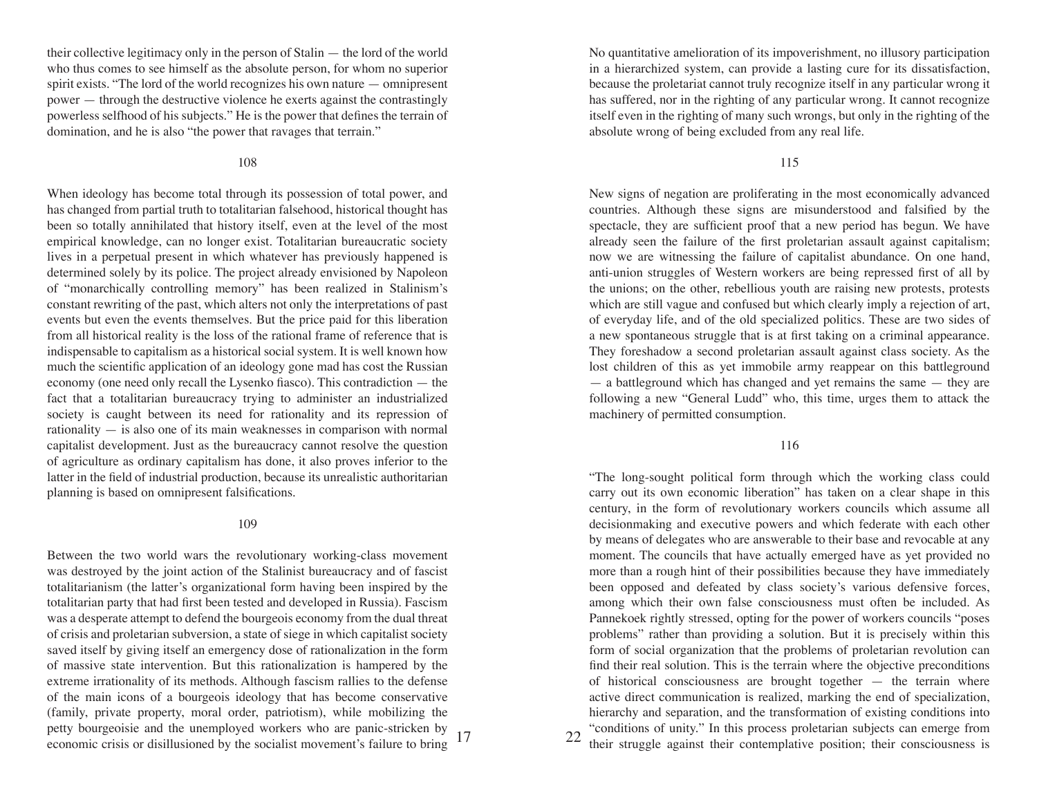their collective legitimacy only in the person of Stalin — the lord of the world who thus comes to see himself as the absolute person, for whom no superior spirit exists. "The lord of the world recognizes his own nature — omnipresent power — through the destructive violence he exerts against the contrastingly powerless selfhood of his subjects." He is the power that defines the terrain of domination, and he is also "the power that ravages that terrain."

108

When ideology has become total through its possession of total power, and has changed from partial truth to totalitarian falsehood, historical thought has been so totally annihilated that history itself, even at the level of the most empirical knowledge, can no longer exist. Totalitarian bureaucratic society lives in a perpetual present in which whatever has previously happened is determined solely by its police. The project already envisioned by Napoleon of "monarchically controlling memory" has been realized in Stalinism's constant rewriting of the past, which alters not only the interpretations of past events but even the events themselves. But the price paid for this liberation from all historical reality is the loss of the rational frame of reference that is indispensable to capitalism as a historical social system. It is well known how much the scientific application of an ideology gone mad has cost the Russian economy (one need only recall the Lysenko fiasco). This contradiction — the fact that a totalitarian bureaucracy trying to administer an industrialized society is caught between its need for rationality and its repression of rationality — is also one of its main weaknesses in comparison with normal capitalist development. Just as the bureaucracy cannot resolve the question of agriculture as ordinary capitalism has done, it also proves inferior to the latter in the field of industrial production, because its unrealistic authoritarian planning is based on omnipresent falsifications.

109

Between the two world wars the revolutionary working-class movement was destroyed by the joint action of the Stalinist bureaucracy and of fascist totalitarianism (the latter's organizational form having been inspired by the totalitarian party that had first been tested and developed in Russia). Fascism was a desperate attempt to defend the bourgeois economy from the dual threat of crisis and proletarian subversion, a state of siege in which capitalist society saved itself by giving itself an emergency dose of rationalization in the form of massive state intervention. But this rationalization is hampered by the extreme irrationality of its methods. Although fascism rallies to the defense of the main icons of a bourgeois ideology that has become conservative (family, private property, moral order, patriotism), while mobilizing the petty bourgeoisie and the unemployed workers who are panic-stricken by economic crisis or disillusioned by the socialist movement's failure to bring

No quantitative amelioration of its impoverishment, no illusory participation in a hierarchized system, can provide a lasting cure for its dissatisfaction, because the proletariat cannot truly recognize itself in any particular wrong it has suffered, nor in the righting of any particular wrong. It cannot recognize itself even in the righting of many such wrongs, but only in the righting of the absolute wrong of being excluded from any real life.

115

New signs of negation are proliferating in the most economically advanced countries. Although these signs are misunderstood and falsified by the spectacle, they are sufficient proof that a new period has begun. We have already seen the failure of the first proletarian assault against capitalism; now we are witnessing the failure of capitalist abundance. On one hand, anti-union struggles of Western workers are being repressed first of all by the unions; on the other, rebellious youth are raising new protests, protests which are still vague and confused but which clearly imply a rejection of art, of everyday life, and of the old specialized politics. These are two sides of a new spontaneous struggle that is at first taking on a criminal appearance. They foreshadow a second proletarian assault against class society. As the lost children of this as yet immobile army reappear on this battleground — a battleground which has changed and yet remains the same — they are following a new "General Ludd" who, this time, urges them to attack the machinery of permitted consumption.

116

"The long-sought political form through which the working class could carry out its own economic liberation" has taken on a clear shape in this century, in the form of revolutionary workers councils which assume all decisionmaking and executive powers and which federate with each other by means of delegates who are answerable to their base and revocable at any moment. The councils that have actually emerged have as yet provided no more than a rough hint of their possibilities because they have immediately been opposed and defeated by class society's various defensive forces, among which their own false consciousness must often be included. As Pannekoek rightly stressed, opting for the power of workers councils "poses problems" rather than providing a solution. But it is precisely within this form of social organization that the problems of proletarian revolution can find their real solution. This is the terrain where the objective preconditions of historical consciousness are brought together — the terrain where active direct communication is realized, marking the end of specialization, hierarchy and separation, and the transformation of existing conditions into "conditions of unity." In this process proletarian subjects can emerge from their struggle against their contemplative position; their consciousness is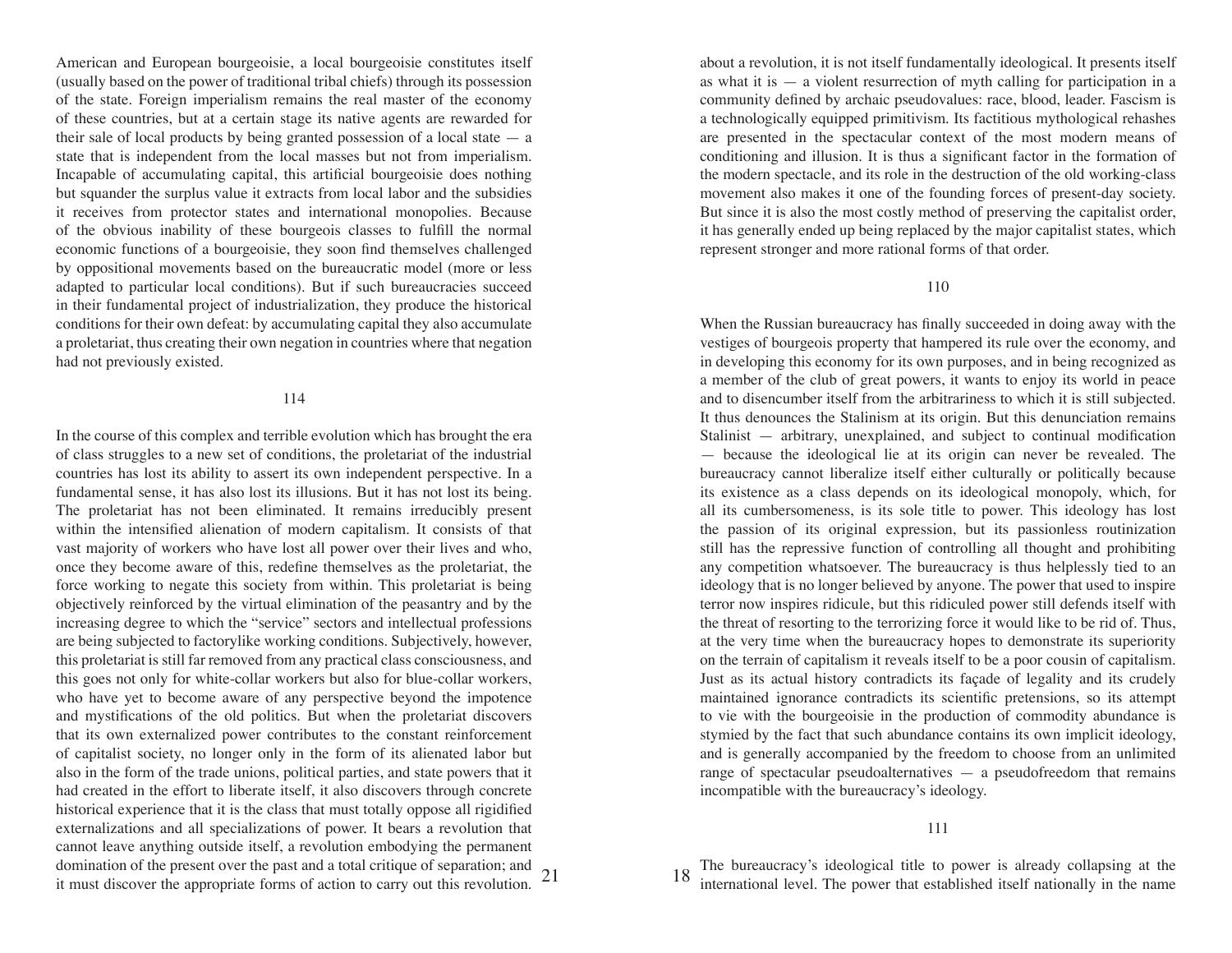American and European bourgeoisie, a local bourgeoisie constitutes itself (usually based on the power of traditional tribal chiefs) through its possession of the state. Foreign imperialism remains the real master of the economy of these countries, but at a certain stage its native agents are rewarded for their sale of local products by being granted possession of a local state — a state that is independent from the local masses but not from imperialism. Incapable of accumulating capital, this artificial bourgeoisie does nothing but squander the surplus value it extracts from local labor and the subsidies it receives from protector states and international monopolies. Because of the obvious inability of these bourgeois classes to fulfill the normal economic functions of a bourgeoisie, they soon find themselves challenged by oppositional movements based on the bureaucratic model (more or less adapted to particular local conditions). But if such bureaucracies succeed in their fundamental project of industrialization, they produce the historical conditions for their own defeat: by accumulating capital they also accumulate a proletariat, thus creating their own negation in countries where that negation had not previously existed.

114

In the course of this complex and terrible evolution which has brought the era of class struggles to a new set of conditions, the proletariat of the industrial countries has lost its ability to assert its own independent perspective. In a fundamental sense, it has also lost its illusions. But it has not lost its being. The proletariat has not been eliminated. It remains irreducibly present within the intensified alienation of modern capitalism. It consists of that vast majority of workers who have lost all power over their lives and who, once they become aware of this, redefine themselves as the proletariat, the force working to negate this society from within. This proletariat is being objectively reinforced by the virtual elimination of the peasantry and by the increasing degree to which the "service" sectors and intellectual professions are being subjected to factorylike working conditions. Subjectively, however, this proletariat is still far removed from any practical class consciousness, and this goes not only for white-collar workers but also for blue-collar workers, who have yet to become aware of any perspective beyond the impotence and mystifications of the old politics. But when the proletariat discovers that its own externalized power contributes to the constant reinforcement of capitalist society, no longer only in the form of its alienated labor but also in the form of the trade unions, political parties, and state powers that it had created in the effort to liberate itself, it also discovers through concrete historical experience that it is the class that must totally oppose all rigidified externalizations and all specializations of power. It bears a revolution that cannot leave anything outside itself, a revolution embodying the permanent domination of the present over the past and a total critique of separation; and it must discover the appropriate forms of action to carry out this revolution.

about a revolution, it is not itself fundamentally ideological. It presents itself as what it is — a violent resurrection of myth calling for participation in a community defined by archaic pseudovalues: race, blood, leader. Fascism is a technologically equipped primitivism. Its factitious mythological rehashes are presented in the spectacular context of the most modern means of conditioning and illusion. It is thus a significant factor in the formation of the modern spectacle, and its role in the destruction of the old working-class movement also makes it one of the founding forces of present-day society. But since it is also the most costly method of preserving the capitalist order, it has generally ended up being replaced by the major capitalist states, which represent stronger and more rational forms of that order.

110

When the Russian bureaucracy has finally succeeded in doing away with the vestiges of bourgeois property that hampered its rule over the economy, and in developing this economy for its own purposes, and in being recognized as a member of the club of great powers, it wants to enjoy its world in peace and to disencumber itself from the arbitrariness to which it is still subjected. It thus denounces the Stalinism at its origin. But this denunciation remains Stalinist — arbitrary, unexplained, and subject to continual modification — because the ideological lie at its origin can never be revealed. The bureaucracy cannot liberalize itself either culturally or politically because its existence as a class depends on its ideological monopoly, which, for all its cumbersomeness, is its sole title to power. This ideology has lost the passion of its original expression, but its passionless routinization still has the repressive function of controlling all thought and prohibiting any competition whatsoever. The bureaucracy is thus helplessly tied to an ideology that is no longer believed by anyone. The power that used to inspire terror now inspires ridicule, but this ridiculed power still defends itself with the threat of resorting to the terrorizing force it would like to be rid of. Thus, at the very time when the bureaucracy hopes to demonstrate its superiority on the terrain of capitalism it reveals itself to be a poor cousin of capitalism. Just as its actual history contradicts its façade of legality and its crudely maintained ignorance contradicts its scientific pretensions, so its attempt to vie with the bourgeoisie in the production of commodity abundance is stymied by the fact that such abundance contains its own implicit ideology, and is generally accompanied by the freedom to choose from an unlimited range of spectacular pseudoalternatives — a pseudofreedom that remains incompatible with the bureaucracy's ideology.

111

The bureaucracy's ideological title to power is already collapsing at the international level. The power that established itself nationally in the name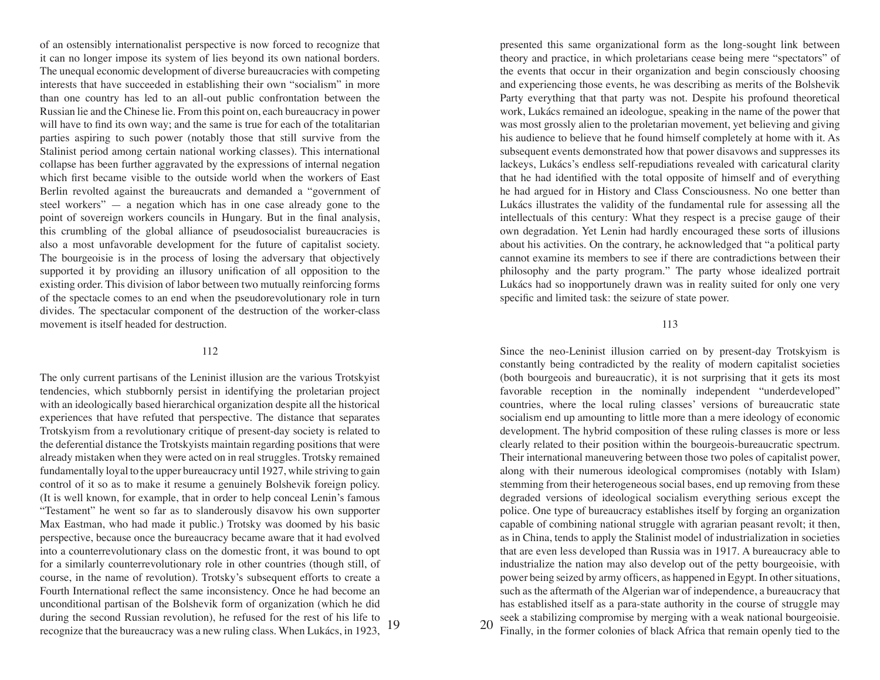of an ostensibly internationalist perspective is now forced to recognize that it can no longer impose its system of lies beyond its own national borders. The unequal economic development of diverse bureaucracies with competing interests that have succeeded in establishing their own "socialism" in more than one country has led to an all-out public confrontation between the Russian lie and the Chinese lie. From this point on, each bureaucracy in power will have to find its own way; and the same is true for each of the totalitarian parties aspiring to such power (notably those that still survive from the Stalinist period among certain national working classes). This international collapse has been further aggravated by the expressions of internal negation which first became visible to the outside world when the workers of East Berlin revolted against the bureaucrats and demanded a "government of steel workers" — a negation which has in one case already gone to the point of sovereign workers councils in Hungary. But in the final analysis, this crumbling of the global alliance of pseudosocialist bureaucracies is also a most unfavorable development for the future of capitalist society. The bourgeoisie is in the process of losing the adversary that objectively supported it by providing an illusory unification of all opposition to the existing order. This division of labor between two mutually reinforcing forms of the spectacle comes to an end when the pseudorevolutionary role in turn divides. The spectacular component of the destruction of the worker-class movement is itself headed for destruction.

112

The only current partisans of the Leninist illusion are the various Trotskyist tendencies, which stubbornly persist in identifying the proletarian project with an ideologically based hierarchical organization despite all the historical experiences that have refuted that perspective. The distance that separates Trotskyism from a revolutionary critique of present-day society is related to the deferential distance the Trotskyists maintain regarding positions that were already mistaken when they were acted on in real struggles. Trotsky remained fundamentally loyal to the upper bureaucracy until 1927, while striving to gain control of it so as to make it resume a genuinely Bolshevik foreign policy. (It is well known, for example, that in order to help conceal Lenin's famous "Testament" he went so far as to slanderously disavow his own supporter Max Eastman, who had made it public.) Trotsky was doomed by his basic perspective, because once the bureaucracy became aware that it had evolved into a counterrevolutionary class on the domestic front, it was bound to opt for a similarly counterrevolutionary role in other countries (though still, of course, in the name of revolution). Trotsky's subsequent efforts to create a Fourth International reflect the same inconsistency. Once he had become an unconditional partisan of the Bolshevik form of organization (which he did during the second Russian revolution), he refused for the rest of his life to recognize that the bureaucracy was a new ruling class. When Lukács, in 1923, presented this same organizational form as the long-sought link between theory and practice, in which proletarians cease being mere "spectators" of the events that occur in their organization and begin consciously choosing and experiencing those events, he was describing as merits of the Bolshevik Party everything that that party was not. Despite his profound theoretical work, Lukács remained an ideologue, speaking in the name of the power that was most grossly alien to the proletarian movement, yet believing and giving his audience to believe that he found himself completely at home with it. As subsequent events demonstrated how that power disavows and suppresses its lackeys, Lukács's endless self-repudiations revealed with caricatural clarity that he had identified with the total opposite of himself and of everything he had argued for in History and Class Consciousness. No one better than Lukács illustrates the validity of the fundamental rule for assessing all the intellectuals of this century: What they respect is a precise gauge of their own degradation. Yet Lenin had hardly encouraged these sorts of illusions about his activities. On the contrary, he acknowledged that "a political party cannot examine its members to see if there are contradictions between their philosophy and the party program." The party whose idealized portrait Lukács had so inopportunely drawn was in reality suited for only one very specific and limited task: the seizure of state power.

113

Since the neo-Leninist illusion carried on by present-day Trotskyism is constantly being contradicted by the reality of modern capitalist societies (both bourgeois and bureaucratic), it is not surprising that it gets its most favorable reception in the nominally independent "underdeveloped" countries, where the local ruling classes' versions of bureaucratic state socialism end up amounting to little more than a mere ideology of economic development. The hybrid composition of these ruling classes is more or less clearly related to their position within the bourgeois-bureaucratic spectrum. Their international maneuvering between those two poles of capitalist power, along with their numerous ideological compromises (notably with Islam) stemming from their heterogeneous social bases, end up removing from these degraded versions of ideological socialism everything serious except the police. One type of bureaucracy establishes itself by forging an organization capable of combining national struggle with agrarian peasant revolt; it then, as in China, tends to apply the Stalinist model of industrialization in societies that are even less developed than Russia was in 1917. A bureaucracy able to industrialize the nation may also develop out of the petty bourgeoisie, with power being seized by army officers, as happened in Egypt. In other situations, such as the aftermath of the Algerian war of independence, a bureaucracy that has established itself as a para-state authority in the course of struggle may seek a stabilizing compromise by merging with a weak national bourgeoisie. Finally, in the former colonies of black Africa that remain openly tied to the